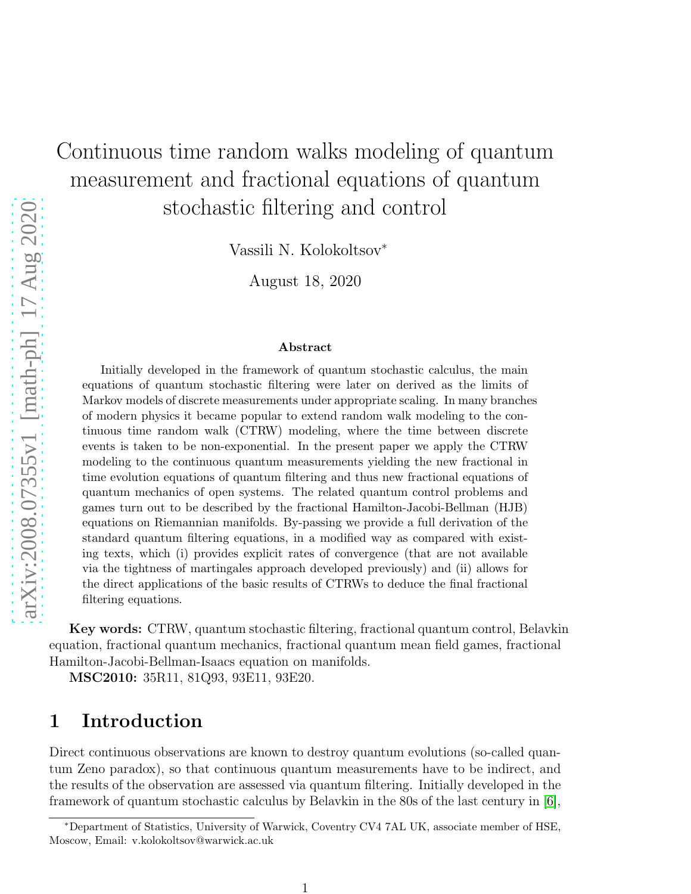# Continuous time random walks modeling of quantum measurement and fractional equations of quantum stochastic filtering and control

Vassili N. Kolokoltsov*

August 18, 2020

### Abstract

Initially developed in the framework of quantum stochastic calculus, the main equations of quantum stochastic filtering were later on derived as the limits of Markov models of discrete measurements under appropriate scaling. In many branches of modern physics it became popular to extend random walk modeling to the continuous time random walk (CTRW) modeling, where the time between discrete events is taken to be non-exponential. In the present paper we apply the CTRW modeling to the continuous quantum measurements yielding the new fractional in time evolution equations of quantum filtering and thus new fractional equations of quantum mechanics of open systems. The related quantum control problems and games turn out to be described by the fractional Hamilton-Jacobi-Bellman (HJB) equations on Riemannian manifolds. By-passing we provide a full derivation of the standard quantum filtering equations, in a modified way as compared with existing texts, which (i) provides explicit rates of convergence (that are not available via the tightness of martingales approach developed previously) and (ii) allows for the direct applications of the basic results of CTRWs to deduce the final fractional filtering equations.

**Key words:** CTRW, quantum stochastic filtering, fractional quantum control, Belavkin equation, fractional quantum mechanics, fractional quantum mean field games, fractional Hamilton-Jacobi-Bellman-Isaacs equation on manifolds.

**MSC2010:** 35R11, 81Q93, 93E11, 93E20.

## 1 Introduction

Direct continuous observations are known to destroy quantum evolutions (so-called quantum Zeno paradox), so that continuous quantum measurements have to be indirect, and the results of the observation are assessed via quantum filtering. Initially developed in the framework of quantum stochastic calculus by Belavkin in the 80s of the last century in [6],

*Department of Statistics, University of Warwick, Coventry CV4 7AL UK, associate member of HSE, Moscow, Email: v.kolokoltsov@warwick.ac.uk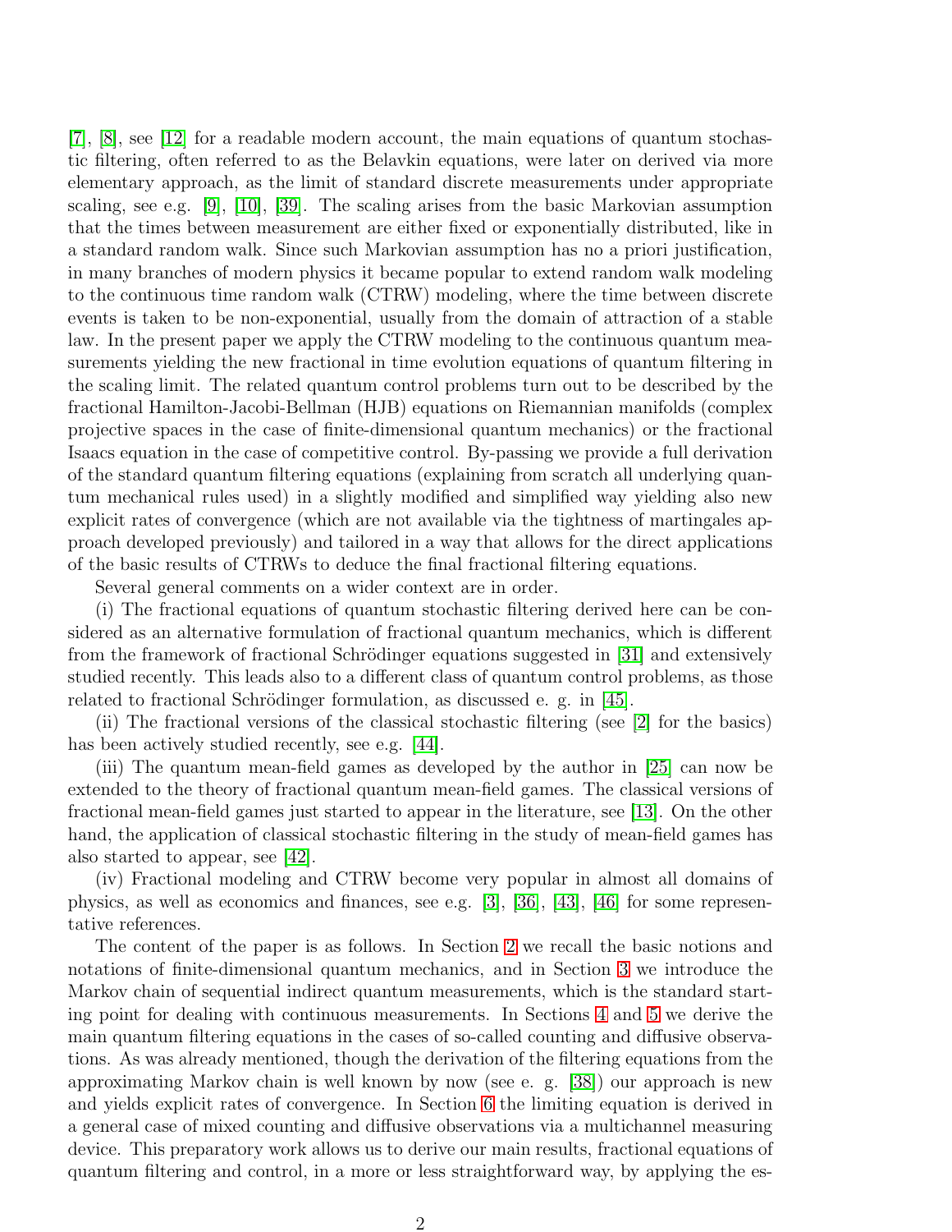[7], [8], see [12] for a readable modern account, the main equations of quantum stochastic filtering, often referred to as the Belavkin equations, were later on derived via more elementary approach, as the limit of standard discrete measurements under appropriate scaling, see e.g. [9], [10], [39]. The scaling arises from the basic Markovian assumption that the times between measurement are either fixed or exponentially distributed, like in a standard random walk. Since such Markovian assumption has no a priori justification, in many branches of modern physics it became popular to extend random walk modeling to the continuous time random walk (CTRW) modeling, where the time between discrete events is taken to be non-exponential, usually from the domain of attraction of a stable law. In the present paper we apply the CTRW modeling to the continuous quantum measurements yielding the new fractional in time evolution equations of quantum filtering in the scaling limit. The related quantum control problems turn out to be described by the fractional Hamilton-Jacobi-Bellman (HJB) equations on Riemannian manifolds (complex projective spaces in the case of finite-dimensional quantum mechanics) or the fractional Isaacs equation in the case of competitive control. By-passing we provide a full derivation of the standard quantum filtering equations (explaining from scratch all underlying quantum mechanical rules used) in a slightly modified and simplified way yielding also new explicit rates of convergence (which are not available via the tightness of martingales approach developed previously) and tailored in a way that allows for the direct applications of the basic results of CTRWs to deduce the final fractional filtering equations.

Several general comments on a wider context are in order.

(i) The fractional equations of quantum stochastic filtering derived here can be considered as an alternative formulation of fractional quantum mechanics, which is different from the framework of fractional Schrödinger equations suggested in [31] and extensively studied recently. This leads also to a different class of quantum control problems, as those related to fractional Schrödinger formulation, as discussed e. g. in [45].

(ii) The fractional versions of the classical stochastic filtering (see [2] for the basics) has been actively studied recently, see e.g. [44].

(iii) The quantum mean-field games as developed by the author in [25] can now be extended to the theory of fractional quantum mean-field games. The classical versions of fractional mean-field games just started to appear in the literature, see [13]. On the other hand, the application of classical stochastic filtering in the study of mean-field games has also started to appear, see [42].

(iv) Fractional modeling and CTRW become very popular in almost all domains of physics, as well as economics and finances, see e.g. [3], [36], [43], [46] for some representative references.

The content of the paper is as follows. In Section 2 we recall the basic notions and notations of finite-dimensional quantum mechanics, and in Section 3 we introduce the Markov chain of sequential indirect quantum measurements, which is the standard starting point for dealing with continuous measurements. In Sections 4 and 5 we derive the main quantum filtering equations in the cases of so-called counting and diffusive observations. As was already mentioned, though the derivation of the filtering equations from the approximating Markov chain is well known by now (see e. g. [38]) our approach is new and yields explicit rates of convergence. In Section 6 the limiting equation is derived in a general case of mixed counting and diffusive observations via a multichannel measuring device. This preparatory work allows us to derive our main results, fractional equations of quantum filtering and control, in a more or less straightforward way, by applying the es-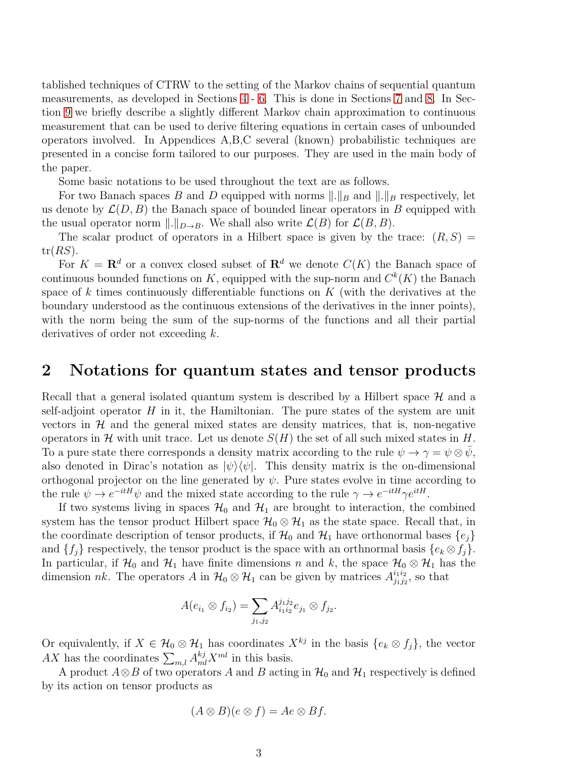tablished techniques of CTRW to the setting of the Markov chains of sequential quantum measurements, as developed in Sections 4 - 6. This is done in Sections 7 and 8. In Section 9 we briefly describe a slightly different Markov chain approximation to continuous measurement that can be used to derive filtering equations in certain cases of unbounded operators involved. In Appendices A,B,C several (known) probabilistic techniques are presented in a concise form tailored to our purposes. They are used in the main body of the paper.

Some basic notations to be used throughout the text are as follows.

For two Banach spaces $B$ and $D$ equipped with norms $\|.\|_B$ and $\|.\|_B$ respectively, let us denote by $\mathcal{L}(D, B)$ the Banach space of bounded linear operators in $B$ equipped with the usual operator norm $\|.\|_{D\to B}$. We shall also write $\mathcal{L}(B)$ for $\mathcal{L}(B, B)$.

The scalar product of operators in a Hilbert space is given by the trace: $(R, S) = \mathrm{tr}(RS)$.

For $K = \mathbf{R}^d$ or a convex closed subset of $\mathbf{R}^d$ we denote $C(K)$ the Banach space of continuous bounded functions on $K$, equipped with the sup-norm and $C^k(K)$ the Banach space of $k$ times continuously differentiable functions on $K$ (with the derivatives at the boundary understood as the continuous extensions of the derivatives in the inner points), with the norm being the sum of the sup-norms of the functions and all their partial derivatives of order not exceeding $k$.

# 2 Notations for quantum states and tensor products

Recall that a general isolated quantum system is described by a Hilbert space $\mathcal{H}$ and a self-adjoint operator $H$ in it, the Hamiltonian. The pure states of the system are unit vectors in $\mathcal{H}$ and the general mixed states are density matrices, that is, non-negative operators in $\mathcal{H}$ with unit trace. Let us denote $S(H)$ the set of all such mixed states in $H$. To a pure state there corresponds a density matrix according to the rule $\psi \to \gamma = \psi \otimes \bar{\psi}$, also denoted in Dirac's notation as $|\psi\rangle\langle\psi|$. This density matrix is the on-dimensional orthogonal projector on the line generated by $\psi$. Pure states evolve in time according to the rule $\psi \to e^{-itH}\psi$ and the mixed state according to the rule $\gamma \to e^{-itH}\gamma e^{itH}$.

If two systems living in spaces $\mathcal{H}_0$ and $\mathcal{H}_1$ are brought to interaction, the combined system has the tensor product Hilbert space $\mathcal{H}_0 \otimes \mathcal{H}_1$ as the state space. Recall that, in the coordinate description of tensor products, if $\mathcal{H}_0$ and $\mathcal{H}_1$ have orthonormal bases $\{e_j\}$ and $\{f_j\}$ respectively, the tensor product is the space with an orthnormal basis $\{e_k \otimes f_j\}$. In particular, if $\mathcal{H}_0$ and $\mathcal{H}_1$ have finite dimensions $n$ and $k$, the space $\mathcal{H}_0 \otimes \mathcal{H}_1$ has the dimension $nk$. The operators $A$ in $\mathcal{H}_0 \otimes \mathcal{H}_1$ can be given by matrices $A^{i_1 i_2}_{j_1 j_2}$, so that

$$A(e_{i_1} \otimes f_{i_2}) = \sum_{j_1, j_2} A^{j_1 j_2}_{i_1 i_2} e_{j_1} \otimes f_{j_2}.$$

Or equivalently, if $X \in \mathcal{H}_0 \otimes \mathcal{H}_1$ has coordinates $X^{kj}$ in the basis $\{e_k \otimes f_j\}$, the vector $AX$ has the coordinates $\sum_{m,l} A^{kj}_{ml} X^{ml}$ in this basis.

A product $A \otimes B$ of two operators $A$ and $B$ acting in $\mathcal{H}_0$ and $\mathcal{H}_1$ respectively is defined by its action on tensor products as

$$(A \otimes B)(e \otimes f) = Ae \otimes Bf.$$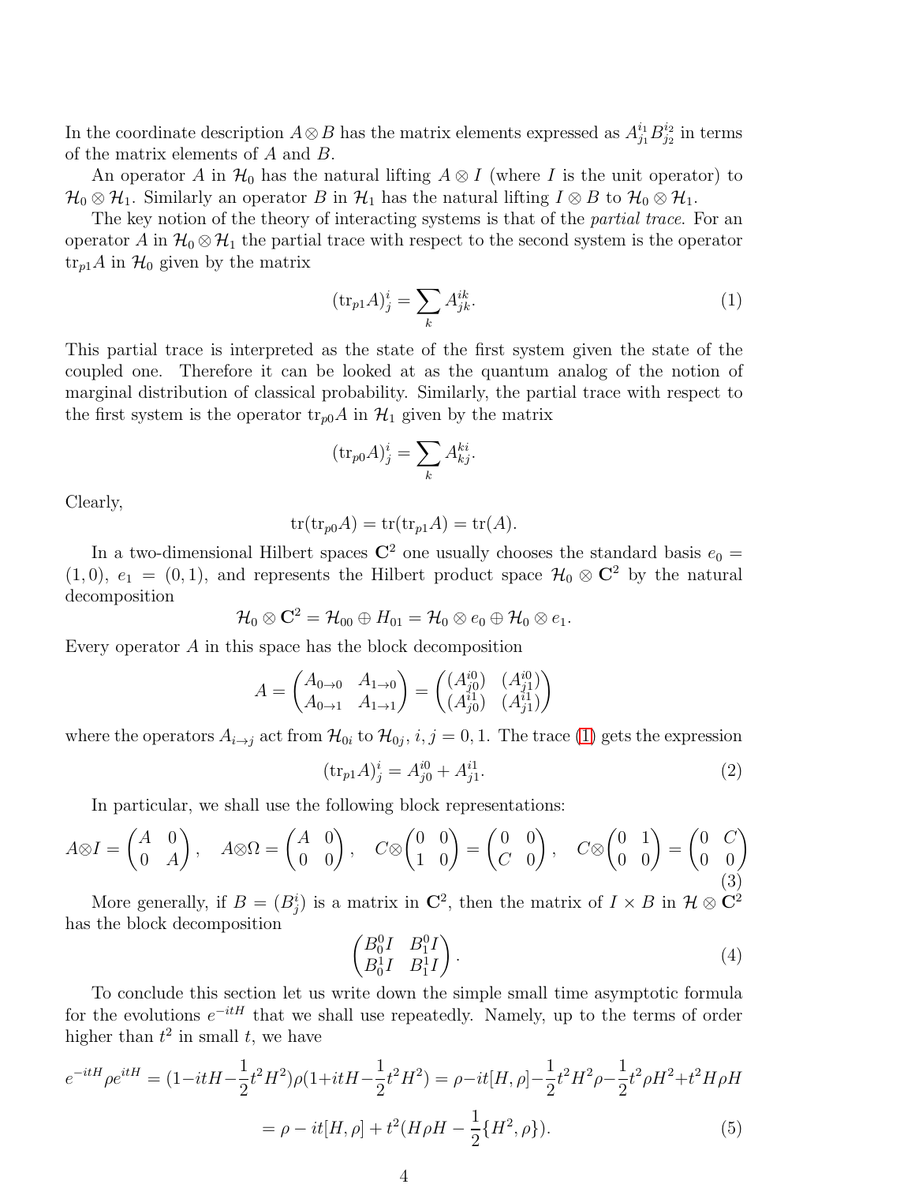In the coordinate description $A \otimes B$ has the matrix elements expressed as $A^{i_1}_{j_1} B^{i_2}_{j_2}$ in terms of the matrix elements of $A$ and $B$.

An operator $A$ in $\mathcal{H}_0$ has the natural lifting $A \otimes I$ (where $I$ is the unit operator) to $\mathcal{H}_0 \otimes \mathcal{H}_1$. Similarly an operator $B$ in $\mathcal{H}_1$ has the natural lifting $I \otimes B$ to $\mathcal{H}_0 \otimes \mathcal{H}_1$.

The key notion of the theory of interacting systems is that of the *partial trace*. For an operator $A$ in $\mathcal{H}_0 \otimes \mathcal{H}_1$ the partial trace with respect to the second system is the operator $\mathrm{tr}_{p1} A$ in $\mathcal{H}_0$ given by the matrix

$$(\mathrm{tr}_{p1} A)^i_j = \sum_k A^{ik}_{jk}. \tag{1}$$

This partial trace is interpreted as the state of the first system given the state of the coupled one. Therefore it can be looked at as the quantum analog of the notion of marginal distribution of classical probability. Similarly, the partial trace with respect to the first system is the operator $\mathrm{tr}_{p0} A$ in $\mathcal{H}_1$ given by the matrix

$$(\mathrm{tr}_{p0} A)^i_j = \sum_k A^{ki}_{kj}.$$

Clearly,

$$\mathrm{tr}(\mathrm{tr}_{p0} A) = \mathrm{tr}(\mathrm{tr}_{p1} A) = \mathrm{tr}(A).$$

In a two-dimensional Hilbert spaces $\mathbf{C}^2$ one usually chooses the standard basis $e_0 = (1, 0)$, $e_1 = (0, 1)$, and represents the Hilbert product space $\mathcal{H}_0 \otimes \mathbf{C}^2$ by the natural decomposition

$$\mathcal{H}_0 \otimes \mathbf{C}^2 = \mathcal{H}_{00} \oplus H_{01} = \mathcal{H}_0 \otimes e_0 \oplus \mathcal{H}_0 \otimes e_1.$$

Every operator $A$ in this space has the block decomposition

$$A = \begin{pmatrix} A_{0\to 0} & A_{1\to 0} \\ A_{0\to 1} & A_{1\to 1} \end{pmatrix} = \begin{pmatrix} (A^{i0}_{j0}) & (A^{i0}_{j1}) \\ (A^{i1}_{j0}) & (A^{i1}_{j1}) \end{pmatrix}$$

where the operators $A_{i\to j}$ act from $\mathcal{H}_{0i}$ to $\mathcal{H}_{0j}$, $i, j = 0, 1$. The trace (1) gets the expression

$$(\mathrm{tr}_{p1} A)^i_j = A^{i0}_{j0} + A^{i1}_{j1}. \tag{2}$$

In particular, we shall use the following block representations:

$$A \otimes I = \begin{pmatrix} A & 0 \\ 0 & A \end{pmatrix}, \quad A \otimes \Omega = \begin{pmatrix} A & 0 \\ 0 & 0 \end{pmatrix}, \quad C \otimes \begin{pmatrix} 0 & 0 \\ 1 & 0 \end{pmatrix} = \begin{pmatrix} 0 & 0 \\ C & 0 \end{pmatrix}, \quad C \otimes \begin{pmatrix} 0 & 1 \\ 0 & 0 \end{pmatrix} = \begin{pmatrix} 0 & C \\ 0 & 0 \end{pmatrix} \tag{3}$$

More generally, if $B = (B^i_j)$ is a matrix in $\mathbf{C}^2$, then the matrix of $I \times B$ in $\mathcal{H} \otimes \mathbf{C}^2$ has the block decomposition

$$\begin{pmatrix} B^0_0 I & B^0_1 I \\ B^1_0 I & B^1_1 I \end{pmatrix}. \tag{4}$$

To conclude this section let us write down the simple small time asymptotic formula for the evolutions $e^{-itH}$ that we shall use repeatedly. Namely, up to the terms of order higher than $t^2$ in small $t$, we have

$$e^{-itH} \rho e^{itH} = (1 - itH - \frac{1}{2} t^2 H^2) \rho (1 + itH - \frac{1}{2} t^2 H^2) = \rho - it[H, \rho] - \frac{1}{2} t^2 H^2 \rho - \frac{1}{2} t^2 \rho H^2 + t^2 H \rho H$$

$$= \rho - it[H, \rho] + t^2 (H \rho H - \frac{1}{2} \{H^2, \rho\}). \tag{5}$$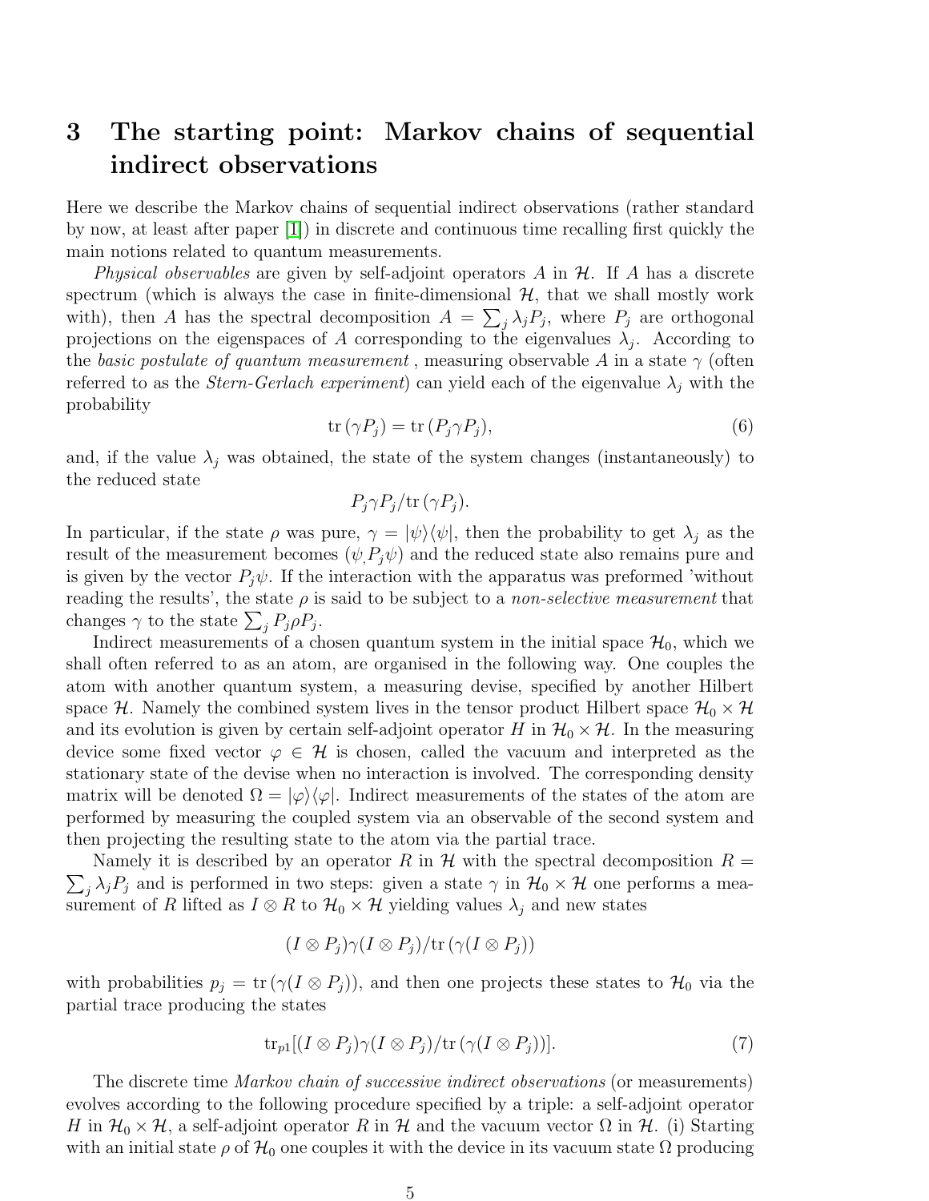# 3 The starting point: Markov chains of sequential indirect observations

Here we describe the Markov chains of sequential indirect observations (rather standard by now, at least after paper [1]) in discrete and continuous time recalling first quickly the main notions related to quantum measurements.

*Physical observables* are given by self-adjoint operators $A$ in $\mathcal{H}$. If $A$ has a discrete spectrum (which is always the case in finite-dimensional $\mathcal{H}$, that we shall mostly work with), then $A$ has the spectral decomposition $A = \sum_j \lambda_j P_j$, where $P_j$ are orthogonal projections on the eigenspaces of $A$ corresponding to the eigenvalues $\lambda_j$. According to the *basic postulate of quantum measurement* , measuring observable $A$ in a state $\gamma$ (often referred to as the *Stern-Gerlach experiment*) can yield each of the eigenvalue $\lambda_j$ with the probability

$$\mathrm{tr}\,(\gamma P_j) = \mathrm{tr}\,(P_j \gamma P_j), \tag{6}$$

and, if the value $\lambda_j$ was obtained, the state of the system changes (instantaneously) to the reduced state

$$P_j \gamma P_j / \mathrm{tr}\,(\gamma P_j).$$

In particular, if the state $\rho$ was pure, $\gamma = |\psi\rangle\langle\psi|$, then the probability to get $\lambda_j$ as the result of the measurement becomes $(\psi, P_j \psi)$ and the reduced state also remains pure and is given by the vector $P_j \psi$. If the interaction with the apparatus was preformed 'without reading the results', the state $\rho$ is said to be subject to a *non-selective measurement* that changes $\gamma$ to the state $\sum_j P_j \rho P_j$.

Indirect measurements of a chosen quantum system in the initial space $\mathcal{H}_0$, which we shall often referred to as an atom, are organised in the following way. One couples the atom with another quantum system, a measuring devise, specified by another Hilbert space $\mathcal{H}$. Namely the combined system lives in the tensor product Hilbert space $\mathcal{H}_0 \times \mathcal{H}$ and its evolution is given by certain self-adjoint operator $H$ in $\mathcal{H}_0 \times \mathcal{H}$. In the measuring device some fixed vector $\varphi \in \mathcal{H}$ is chosen, called the vacuum and interpreted as the stationary state of the devise when no interaction is involved. The corresponding density matrix will be denoted $\Omega = |\varphi\rangle\langle\varphi|$. Indirect measurements of the states of the atom are performed by measuring the coupled system via an observable of the second system and then projecting the resulting state to the atom via the partial trace.

Namely it is described by an operator $R$ in $\mathcal{H}$ with the spectral decomposition $R = \sum_j \lambda_j P_j$ and is performed in two steps: given a state $\gamma$ in $\mathcal{H}_0 \times \mathcal{H}$ one performs a measurement of $R$ lifted as $I \otimes R$ to $\mathcal{H}_0 \times \mathcal{H}$ yielding values $\lambda_j$ and new states

$$(I \otimes P_j)\gamma(I \otimes P_j)/\mathrm{tr}\,(\gamma(I \otimes P_j))$$

with probabilities $p_j = \mathrm{tr}\,(\gamma(I \otimes P_j))$, and then one projects these states to $\mathcal{H}_0$ via the partial trace producing the states

$$\mathrm{tr}_{p1}[(I \otimes P_j)\gamma(I \otimes P_j)/\mathrm{tr}\,(\gamma(I \otimes P_j))]. \tag{7}$$

The discrete time *Markov chain of successive indirect observations* (or measurements) evolves according to the following procedure specified by a triple: a self-adjoint operator $H$ in $\mathcal{H}_0 \times \mathcal{H}$, a self-adjoint operator $R$ in $\mathcal{H}$ and the vacuum vector $\Omega$ in $\mathcal{H}$. (i) Starting with an initial state $\rho$ of $\mathcal{H}_0$ one couples it with the device in its vacuum state $\Omega$ producing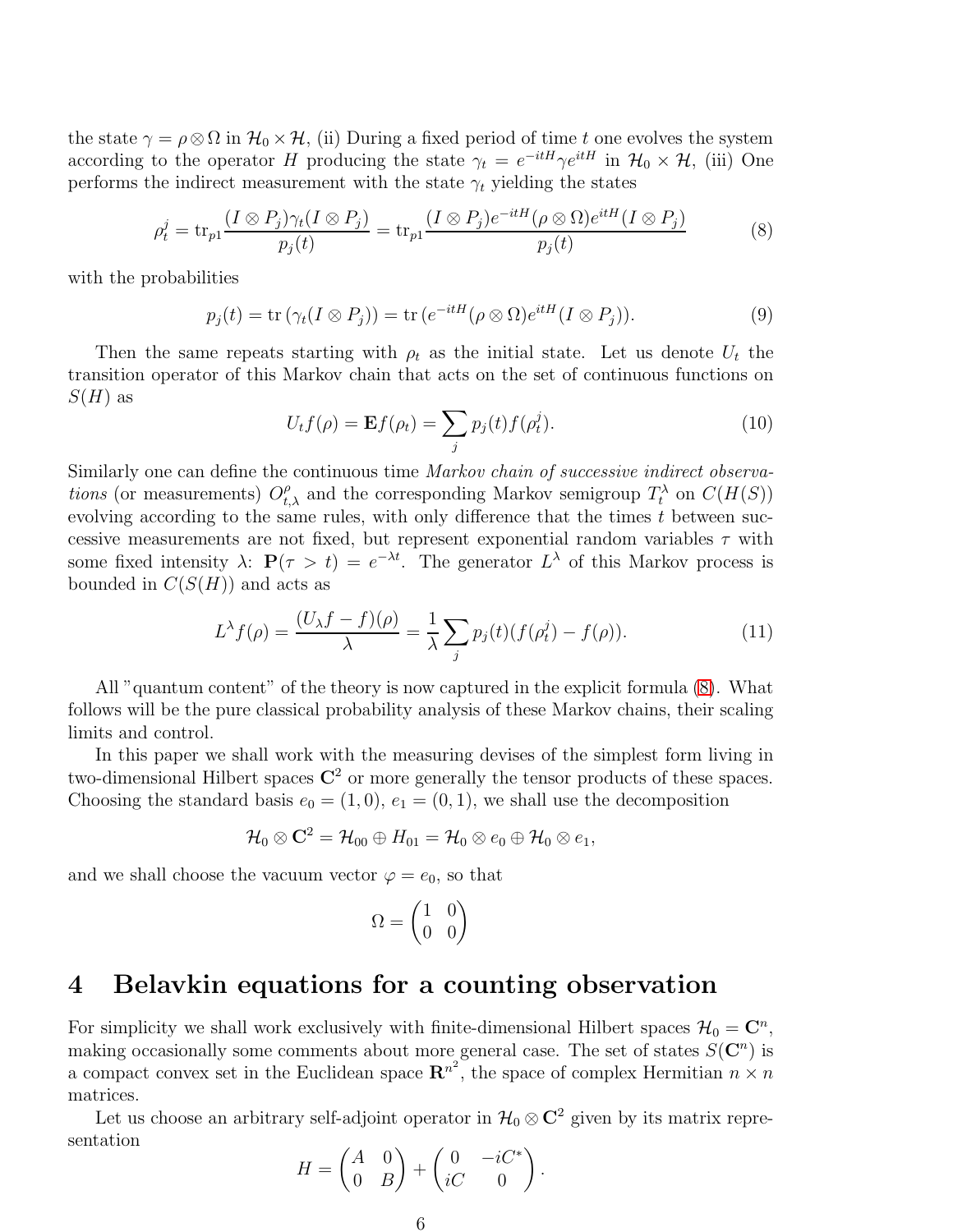the state $\gamma = \rho \otimes \Omega$ in $\mathcal{H}_0 \times \mathcal{H}$, (ii) During a fixed period of time $t$ one evolves the system according to the operator $H$ producing the state $\gamma_t = e^{-itH} \gamma e^{itH}$ in $\mathcal{H}_0 \times \mathcal{H}$, (iii) One performs the indirect measurement with the state $\gamma_t$ yielding the states

$$\rho_t^j = \mathrm{tr}_{p1} \frac{(I \otimes P_j)\gamma_t (I \otimes P_j)}{p_j(t)} = \mathrm{tr}_{p1} \frac{(I \otimes P_j) e^{-itH} (\rho \otimes \Omega) e^{itH} (I \otimes P_j)}{p_j(t)} \tag{8}$$

with the probabilities

$$p_j(t) = \mathrm{tr}\,(\gamma_t (I \otimes P_j)) = \mathrm{tr}\,(e^{-itH}(\rho \otimes \Omega) e^{itH} (I \otimes P_j)). \tag{9}$$

Then the same repeats starting with $\rho_t$ as the initial state. Let us denote $U_t$ the transition operator of this Markov chain that acts on the set of continuous functions on $S(H)$ as

$$U_t f(\rho) = \mathbf{E} f(\rho_t) = \sum_j p_j(t) f(\rho_t^j). \tag{10}$$

Similarly one can define the continuous time *Markov chain of successive indirect observations* (or measurements) $O_{t,\lambda}^{\rho}$ and the corresponding Markov semigroup $T_t^{\lambda}$ on $C(H(S))$ evolving according to the same rules, with only difference that the times $t$ between successive measurements are not fixed, but represent exponential random variables $\tau$ with some fixed intensity $\lambda$: $\mathbf{P}(\tau > t) = e^{-\lambda t}$. The generator $L^{\lambda}$ of this Markov process is bounded in $C(S(H))$ and acts as

$$L^{\lambda} f(\rho) = \frac{(U_{\lambda} f - f)(\rho)}{\lambda} = \frac{1}{\lambda} \sum_j p_j(t) (f(\rho_t^j) - f(\rho)). \tag{11}$$

All "quantum content" of the theory is now captured in the explicit formula (8). What follows will be the pure classical probability analysis of these Markov chains, their scaling limits and control.

In this paper we shall work with the measuring devises of the simplest form living in two-dimensional Hilbert spaces $\mathbf{C}^2$ or more generally the tensor products of these spaces. Choosing the standard basis $e_0 = (1, 0)$, $e_1 = (0, 1)$, we shall use the decomposition

$$\mathcal{H}_0 \otimes \mathbf{C}^2 = \mathcal{H}_{00} \oplus H_{01} = \mathcal{H}_0 \otimes e_0 \oplus \mathcal{H}_0 \otimes e_1,$$

and we shall choose the vacuum vector $\varphi = e_0$, so that

$$\Omega = \begin{pmatrix} 1 & 0 \\ 0 & 0 \end{pmatrix}$$

# 4 Belavkin equations for a counting observation

For simplicity we shall work exclusively with finite-dimensional Hilbert spaces $\mathcal{H}_0 = \mathbf{C}^n$, making occasionally some comments about more general case. The set of states $S(\mathbf{C}^n)$ is a compact convex set in the Euclidean space $\mathbf{R}^{n^2}$, the space of complex Hermitian $n \times n$ matrices.

Let us choose an arbitrary self-adjoint operator in $\mathcal{H}_0 \otimes \mathbf{C}^2$ given by its matrix representation

$$H = \begin{pmatrix} A & 0 \\ 0 & B \end{pmatrix} + \begin{pmatrix} 0 & -iC^* \\ iC & 0 \end{pmatrix}.$$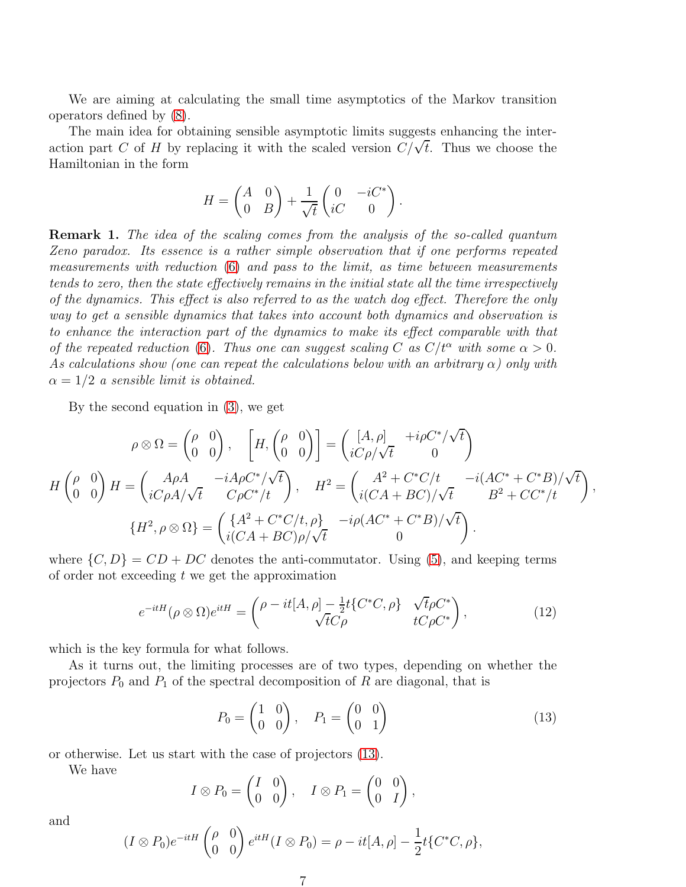We are aiming at calculating the small time asymptotics of the Markov transition operators defined by (8).

The main idea for obtaining sensible asymptotic limits suggests enhancing the interaction part $C$ of $H$ by replacing it with the scaled version $C/\sqrt{t}$. Thus we choose the Hamiltonian in the form

$$H = \begin{pmatrix} A & 0 \\ 0 & B \end{pmatrix} + \frac{1}{\sqrt{t}} \begin{pmatrix} 0 & -iC^* \\ iC & 0 \end{pmatrix}.$$

**Remark 1.** *The idea of the scaling comes from the analysis of the so-called quantum Zeno paradox. Its essence is a rather simple observation that if one performs repeated measurements with reduction (6) and pass to the limit, as time between measurements tends to zero, then the state effectively remains in the initial state all the time irrespectively of the dynamics. This effect is also referred to as the watch dog effect. Therefore the only way to get a sensible dynamics that takes into account both dynamics and observation is to enhance the interaction part of the dynamics to make its effect comparable with that of the repeated reduction (6). Thus one can suggest scaling $C$ as $C/t^\alpha$ with some $\alpha > 0$. As calculations show (one can repeat the calculations below with an arbitrary $\alpha$) only with $\alpha = 1/2$ a sensible limit is obtained.*

By the second equation in (3), we get

$$\rho \otimes \Omega = \begin{pmatrix} \rho & 0 \\ 0 & 0 \end{pmatrix}, \quad \left[ H, \begin{pmatrix} \rho & 0 \\ 0 & 0 \end{pmatrix} \right] = \begin{pmatrix} [A, \rho] & +i\rho C^*/\sqrt{t} \\ iC\rho/\sqrt{t} & 0 \end{pmatrix}$$

$$H \begin{pmatrix} \rho & 0 \\ 0 & 0 \end{pmatrix} H = \begin{pmatrix} A\rho A & -iA\rho C^*/\sqrt{t} \\ iC\rho A/\sqrt{t} & C\rho C^*/t \end{pmatrix}, \quad H^2 = \begin{pmatrix} A^2 + C^*C/t & -i(AC^* + C^*B)/\sqrt{t} \\ i(CA + BC)/\sqrt{t} & B^2 + CC^*/t \end{pmatrix},$$

$$\{H^2, \rho \otimes \Omega\} = \begin{pmatrix} \{A^2 + C^*C/t, \rho\} & -i\rho(AC^* + C^*B)/\sqrt{t} \\ i(CA + BC)\rho/\sqrt{t} & 0 \end{pmatrix}.$$

where $\{C, D\} = CD + DC$ denotes the anti-commutator. Using (5), and keeping terms of order not exceeding $t$ we get the approximation

$$e^{-itH}(\rho \otimes \Omega)e^{itH} = \begin{pmatrix} \rho - it[A, \rho] - \frac{1}{2}t\{C^*C, \rho\} & \sqrt{t}\rho C^* \\ \sqrt{t}C\rho & tC\rho C^* \end{pmatrix}, \tag{12}$$

which is the key formula for what follows.

As it turns out, the limiting processes are of two types, depending on whether the projectors $P_0$ and $P_1$ of the spectral decomposition of $R$ are diagonal, that is

$$P_0 = \begin{pmatrix} 1 & 0 \\ 0 & 0 \end{pmatrix}, \quad P_1 = \begin{pmatrix} 0 & 0 \\ 0 & 1 \end{pmatrix} \tag{13}$$

or otherwise. Let us start with the case of projectors (13).

We have

$$I \otimes P_0 = \begin{pmatrix} I & 0 \\ 0 & 0 \end{pmatrix}, \quad I \otimes P_1 = \begin{pmatrix} 0 & 0 \\ 0 & I \end{pmatrix},$$

and

$$(I \otimes P_0)e^{-itH} \begin{pmatrix} \rho & 0 \\ 0 & 0 \end{pmatrix} e^{itH}(I \otimes P_0) = \rho - it[A, \rho] - \frac{1}{2}t\{C^*C, \rho\},$$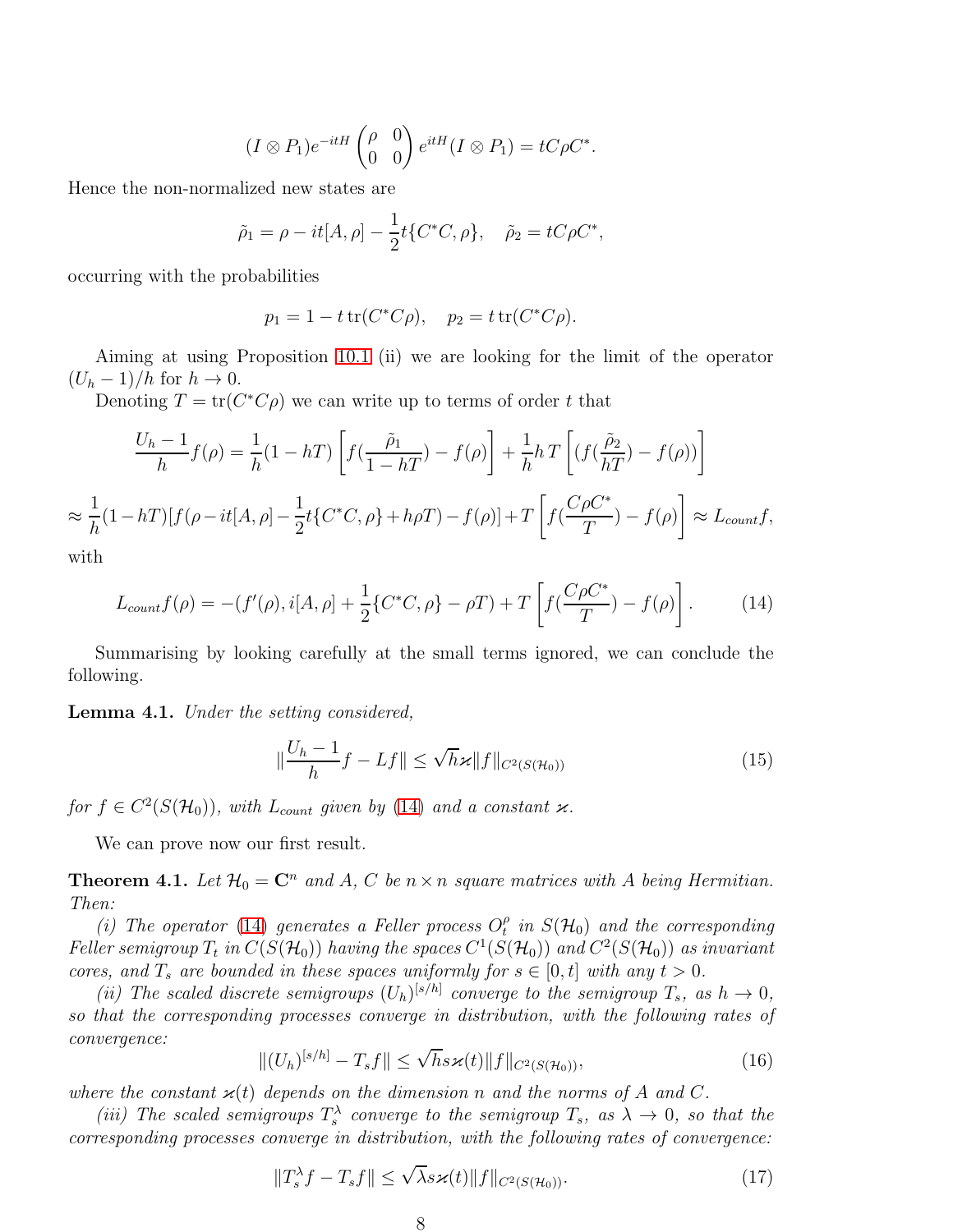$$(I \otimes P_1) e^{-itH} \begin{pmatrix} \rho & 0 \\ 0 & 0 \end{pmatrix} e^{itH} (I \otimes P_1) = tC\rho C^*.$$

Hence the non-normalized new states are

$$\tilde{\rho}_1 = \rho - it[A, \rho] - \frac{1}{2} t \{C^* C, \rho\}, \quad \tilde{\rho}_2 = tC\rho C^*,$$

occurring with the probabilities

$$p_1 = 1 - t\,\mathrm{tr}(C^* C \rho), \quad p_2 = t\,\mathrm{tr}(C^* C \rho).$$

Aiming at using Proposition 10.1 (ii) we are looking for the limit of the operator $(U_h - 1)/h$ for $h \to 0$.

Denoting $T = \mathrm{tr}(C^* C \rho)$ we can write up to terms of order $t$ that

$$\frac{U_h - 1}{h} f(\rho) = \frac{1}{h}(1 - hT) \left[ f(\frac{\tilde{\rho}_1}{1 - hT}) - f(\rho) \right] + \frac{1}{h} h\, T \left[ (f(\frac{\tilde{\rho}_2}{hT}) - f(\rho)) \right]$$

$$\approx \frac{1}{h}(1 - hT)[f(\rho - it[A, \rho] - \frac{1}{2} t \{C^* C, \rho\} + h\rho T) - f(\rho)] + T \left[ f(\frac{C\rho C^*}{T}) - f(\rho) \right] \approx L_{count} f,$$

with

$$L_{count} f(\rho) = -(f'(\rho), i[A, \rho] + \frac{1}{2}\{C^* C, \rho\} - \rho T) + T \left[ f(\frac{C\rho C^*}{T}) - f(\rho) \right]. \tag{14}$$

Summarising by looking carefully at the small terms ignored, we can conclude the following.

**Lemma 4.1.** *Under the setting considered,*

$$\|\frac{U_h - 1}{h} f - Lf\| \le \sqrt{h}\varkappa \|f\|_{C^2(S(\mathcal{H}_0))} \tag{15}$$

*for $f \in C^2(S(\mathcal{H}_0))$, with $L_{count}$ given by (14) and a constant $\varkappa$.*

We can prove now our first result.

**Theorem 4.1.** *Let $\mathcal{H}_0 = \mathbf{C}^n$ and $A$, $C$ be $n \times n$ square matrices with $A$ being Hermitian. Then:*

*(i) The operator (14) generates a Feller process $O_t^\rho$ in $S(\mathcal{H}_0)$ and the corresponding Feller semigroup $T_t$ in $C(S(\mathcal{H}_0))$ having the spaces $C^1(S(\mathcal{H}_0))$ and $C^2(S(\mathcal{H}_0))$ as invariant cores, and $T_s$ are bounded in these spaces uniformly for $s \in [0, t]$ with any $t > 0$.*

*(ii) The scaled discrete semigroups $(U_h)^{[s/h]}$ converge to the semigroup $T_s$, as $h \to 0$, so that the corresponding processes converge in distribution, with the following rates of convergence:*

$$\|(U_h)^{[s/h]} - T_s f\| \le \sqrt{h} s \varkappa(t) \|f\|_{C^2(S(\mathcal{H}_0))}, \tag{16}$$

*where the constant $\varkappa(t)$ depends on the dimension $n$ and the norms of $A$ and $C$.*

*(iii) The scaled semigroups $T_s^\lambda$ converge to the semigroup $T_s$, as $\lambda \to 0$, so that the corresponding processes converge in distribution, with the following rates of convergence:*

$$\|T_s^\lambda f - T_s f\| \le \sqrt{\lambda} s \varkappa(t) \|f\|_{C^2(S(\mathcal{H}_0))}. \tag{17}$$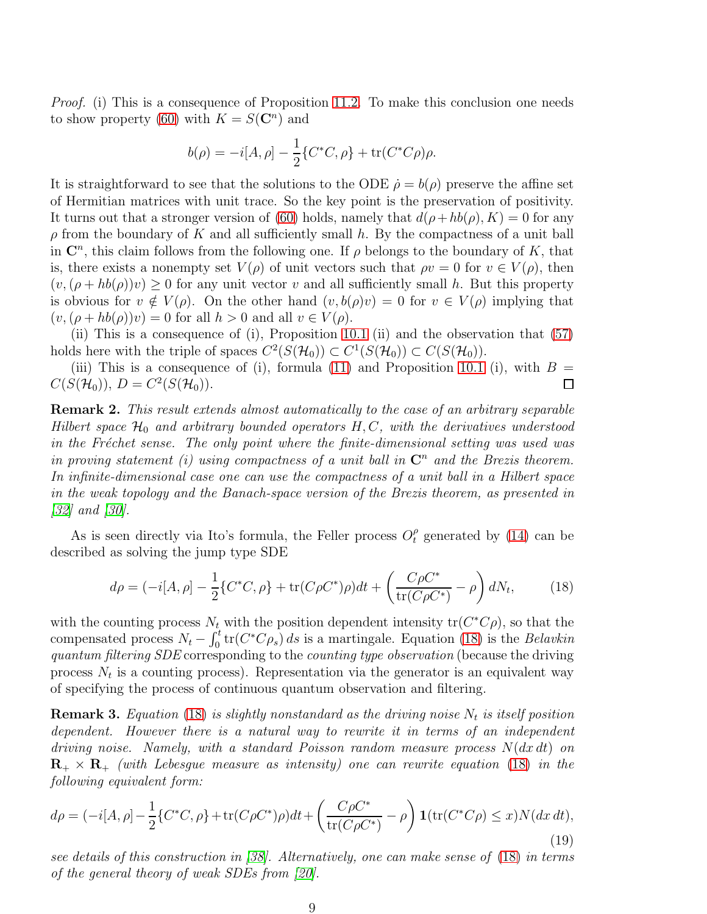*Proof.* (i) This is a consequence of Proposition 11.2. To make this conclusion one needs to show property (60) with $K = S(\mathbf{C}^n)$ and

$$b(\rho) = -i[A,\rho] - \frac{1}{2}\{C^*C,\rho\} + \mathrm{tr}(C^*C\rho)\rho.$$

It is straightforward to see that the solutions to the ODE $\dot\rho = b(\rho)$ preserve the affine set of Hermitian matrices with unit trace. So the key point is the preservation of positivity. It turns out that a stronger version of (60) holds, namely that $d(\rho + hb(\rho), K) = 0$ for any $\rho$ from the boundary of $K$ and all sufficiently small $h$. By the compactness of a unit ball in $\mathbf{C}^n$, this claim follows from the following one. If $\rho$ belongs to the boundary of $K$, that is, there exists a nonempty set $V(\rho)$ of unit vectors such that $\rho v = 0$ for $v \in V(\rho)$, then $(v, (\rho + hb(\rho))v) \geq 0$ for any unit vector $v$ and all sufficiently small $h$. But this property is obvious for $v \notin V(\rho)$. On the other hand $(v, b(\rho)v) = 0$ for $v \in V(\rho)$ implying that $(v, (\rho + hb(\rho))v) = 0$ for all $h > 0$ and all $v \in V(\rho)$.

(ii) This is a consequence of (i), Proposition 10.1 (ii) and the observation that (57) holds here with the triple of spaces $C^2(S(\mathcal{H}_0)) \subset C^1(S(\mathcal{H}_0)) \subset C(S(\mathcal{H}_0))$.

(iii) This is a consequence of (i), formula (11) and Proposition 10.1 (i), with $B = C(S(\mathcal{H}_0))$, $D = C^2(S(\mathcal{H}_0))$. □

**Remark 2.** *This result extends almost automatically to the case of an arbitrary separable Hilbert space $\mathcal{H}_0$ and arbitrary bounded operators $H, C$, with the derivatives understood in the Fréchet sense. The only point where the finite-dimensional setting was used was in proving statement (i) using compactness of a unit ball in $\mathbf{C}^n$ and the Brezis theorem. In infinite-dimensional case one can use the compactness of a unit ball in a Hilbert space in the weak topology and the Banach-space version of the Brezis theorem, as presented in [32] and [30].*

As is seen directly via Ito's formula, the Feller process $O_t^\rho$ generated by (14) can be described as solving the jump type SDE

$$d\rho = (-i[A,\rho] - \frac{1}{2}\{C^*C,\rho\} + \mathrm{tr}(C\rho C^*)\rho)dt + \left(\frac{C\rho C^*}{\mathrm{tr}(C\rho C^*)} - \rho\right) dN_t, \tag{18}$$

with the counting process $N_t$ with the position dependent intensity $\mathrm{tr}(C^*C\rho)$, so that the compensated process $N_t - \int_0^t \mathrm{tr}(C^*C\rho_s)\, ds$ is a martingale. Equation (18) is the *Belavkin quantum filtering SDE* corresponding to the *counting type observation* (because the driving process $N_t$ is a counting process). Representation via the generator is an equivalent way of specifying the process of continuous quantum observation and filtering.

**Remark 3.** *Equation (18) is slightly nonstandard as the driving noise $N_t$ is itself position dependent. However there is a natural way to rewrite it in terms of an independent driving noise. Namely, with a standard Poisson random measure process $N(dx\, dt)$ on $\mathbf{R}_+ \times \mathbf{R}_+$ (with Lebesgue measure as intensity) one can rewrite equation (18) in the following equivalent form:*

$$d\rho = (-i[A,\rho] - \frac{1}{2}\{C^*C,\rho\} + \mathrm{tr}(C\rho C^*)\rho)dt + \left(\frac{C\rho C^*}{\mathrm{tr}(C\rho C^*)} - \rho\right) \mathbf{1}(\mathrm{tr}(C^*C\rho) \leq x) N(dx\, dt), \tag{19}$$

*see details of this construction in [38]. Alternatively, one can make sense of (18) in terms of the general theory of weak SDEs from [20].*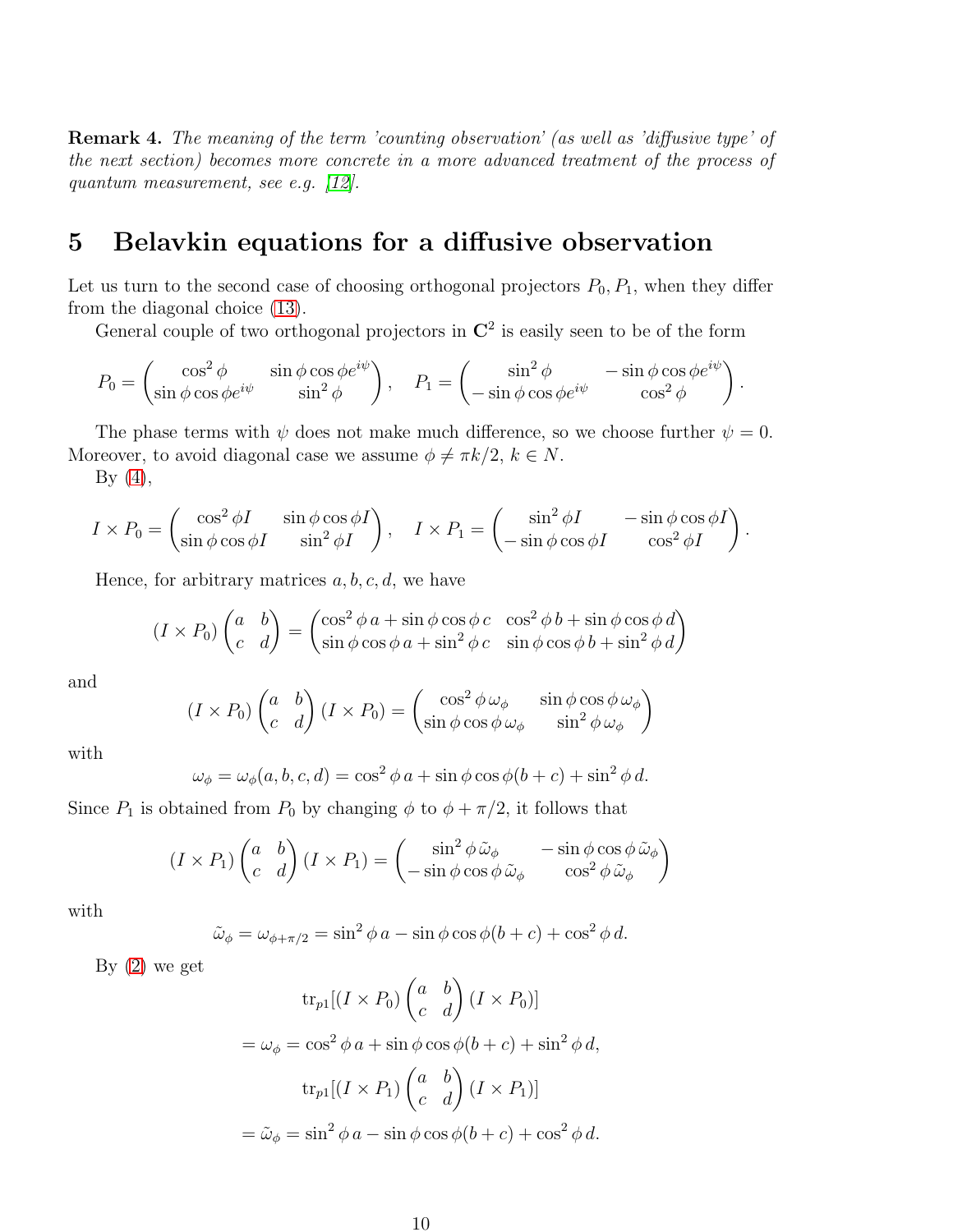**Remark 4.** *The meaning of the term 'counting observation' (as well as 'diffusive type' of the next section) becomes more concrete in a more advanced treatment of the process of quantum measurement, see e.g. [12].*

## 5 Belavkin equations for a diffusive observation

Let us turn to the second case of choosing orthogonal projectors $P_0, P_1$, when they differ from the diagonal choice (13).

General couple of two orthogonal projectors in $\mathbf{C}^2$ is easily seen to be of the form

$$P_0 = \begin{pmatrix} \cos^2\phi & \sin\phi\cos\phi e^{i\psi} \\ \sin\phi\cos\phi e^{i\psi} & \sin^2\phi \end{pmatrix}, \quad P_1 = \begin{pmatrix} \sin^2\phi & -\sin\phi\cos\phi e^{i\psi} \\ -\sin\phi\cos\phi e^{i\psi} & \cos^2\phi \end{pmatrix}.$$

The phase terms with $\psi$ does not make much difference, so we choose further $\psi = 0$. Moreover, to avoid diagonal case we assume $\phi \neq \pi k/2$, $k \in N$.

By (4),

$$I \times P_0 = \begin{pmatrix} \cos^2\phi I & \sin\phi\cos\phi I \\ \sin\phi\cos\phi I & \sin^2\phi I \end{pmatrix}, \quad I \times P_1 = \begin{pmatrix} \sin^2\phi I & -\sin\phi\cos\phi I \\ -\sin\phi\cos\phi I & \cos^2\phi I \end{pmatrix}.$$

Hence, for arbitrary matrices $a, b, c, d$, we have

$$(I \times P_0)\begin{pmatrix} a & b \\ c & d \end{pmatrix} = \begin{pmatrix} \cos^2\phi\, a + \sin\phi\cos\phi\, c & \cos^2\phi\, b + \sin\phi\cos\phi\, d \\ \sin\phi\cos\phi\, a + \sin^2\phi\, c & \sin\phi\cos\phi\, b + \sin^2\phi\, d \end{pmatrix}$$

and

$$(I \times P_0)\begin{pmatrix} a & b \\ c & d \end{pmatrix}(I \times P_0) = \begin{pmatrix} \cos^2\phi\, \omega_\phi & \sin\phi\cos\phi\, \omega_\phi \\ \sin\phi\cos\phi\, \omega_\phi & \sin^2\phi\, \omega_\phi \end{pmatrix}$$

with

$$\omega_\phi = \omega_\phi(a, b, c, d) = \cos^2\phi\, a + \sin\phi\cos\phi(b + c) + \sin^2\phi\, d.$$

Since $P_1$ is obtained from $P_0$ by changing $\phi$ to $\phi + \pi/2$, it follows that

$$(I \times P_1)\begin{pmatrix} a & b \\ c & d \end{pmatrix}(I \times P_1) = \begin{pmatrix} \sin^2\phi\, \tilde{\omega}_\phi & -\sin\phi\cos\phi\, \tilde{\omega}_\phi \\ -\sin\phi\cos\phi\, \tilde{\omega}_\phi & \cos^2\phi\, \tilde{\omega}_\phi \end{pmatrix}$$

with

$$\tilde{\omega}_\phi = \omega_{\phi+\pi/2} = \sin^2\phi\, a - \sin\phi\cos\phi(b + c) + \cos^2\phi\, d.$$

By (2) we get

$$\mathrm{tr}_{p1}[(I \times P_0)\begin{pmatrix} a & b \\ c & d \end{pmatrix}(I \times P_0)]$$

$$= \omega_\phi = \cos^2\phi\, a + \sin\phi\cos\phi(b + c) + \sin^2\phi\, d,$$

$$\mathrm{tr}_{p1}[(I \times P_1)\begin{pmatrix} a & b \\ c & d \end{pmatrix}(I \times P_1)]$$

$$= \tilde{\omega}_\phi = \sin^2\phi\, a - \sin\phi\cos\phi(b + c) + \cos^2\phi\, d.$$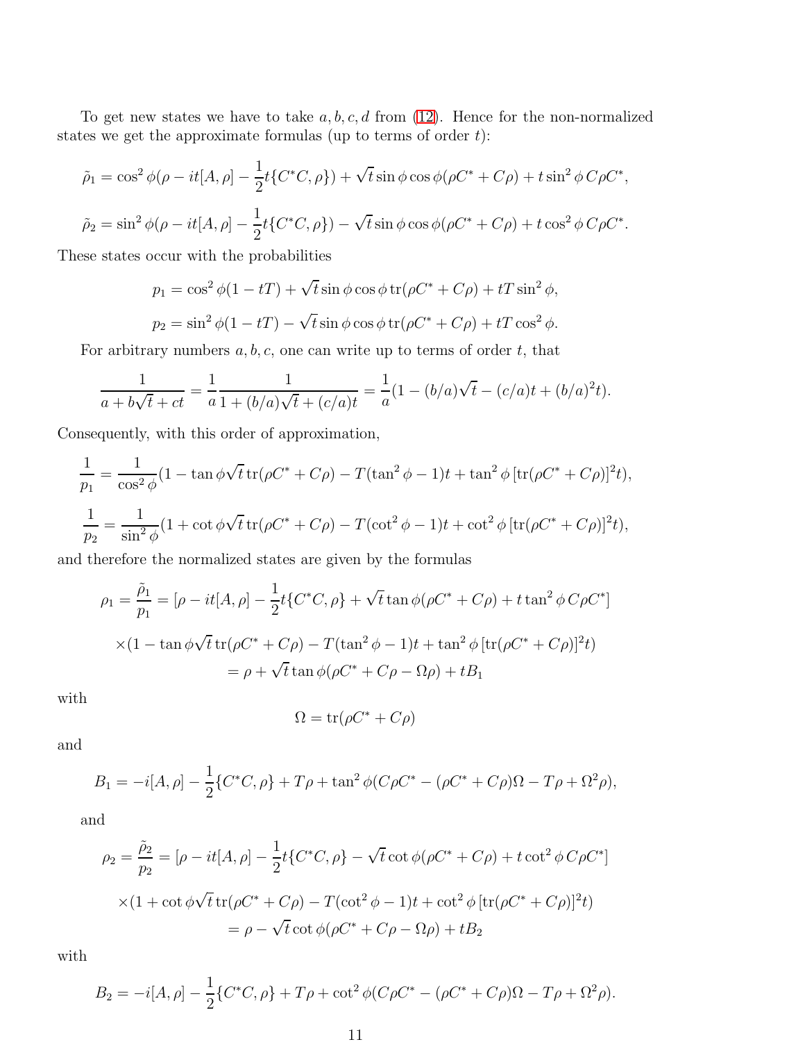To get new states we have to take $a, b, c, d$ from (12). Hence for the non-normalized states we get the approximate formulas (up to terms of order $t$):

$$\tilde{\rho}_1 = \cos^2\phi(\rho - it[A,\rho] - \frac{1}{2}t\{C^*C,\rho\}) + \sqrt{t}\sin\phi\cos\phi(\rho C^* + C\rho) + t\sin^2\phi\, C\rho C^*,$$

$$\tilde{\rho}_2 = \sin^2\phi(\rho - it[A,\rho] - \frac{1}{2}t\{C^*C,\rho\}) - \sqrt{t}\sin\phi\cos\phi(\rho C^* + C\rho) + t\cos^2\phi\, C\rho C^*.$$

These states occur with the probabilities

$$p_1 = \cos^2\phi(1 - tT) + \sqrt{t}\sin\phi\cos\phi\,\mathrm{tr}(\rho C^* + C\rho) + tT\sin^2\phi,$$

$$p_2 = \sin^2\phi(1 - tT) - \sqrt{t}\sin\phi\cos\phi\,\mathrm{tr}(\rho C^* + C\rho) + tT\cos^2\phi.$$

For arbitrary numbers $a, b, c$, one can write up to terms of order $t$, that

$$\frac{1}{a + b\sqrt{t} + ct} = \frac{1}{a}\frac{1}{1 + (b/a)\sqrt{t} + (c/a)t} = \frac{1}{a}(1 - (b/a)\sqrt{t} - (c/a)t + (b/a)^2 t).$$

Consequently, with this order of approximation,

$$\frac{1}{p_1} = \frac{1}{\cos^2\phi}(1 - \tan\phi\sqrt{t}\,\mathrm{tr}(\rho C^* + C\rho) - T(\tan^2\phi - 1)t + \tan^2\phi\,[\mathrm{tr}(\rho C^* + C\rho)]^2 t),$$

$$\frac{1}{p_2} = \frac{1}{\sin^2\phi}(1 + \cot\phi\sqrt{t}\,\mathrm{tr}(\rho C^* + C\rho) - T(\cot^2\phi - 1)t + \cot^2\phi\,[\mathrm{tr}(\rho C^* + C\rho)]^2 t),$$

and therefore the normalized states are given by the formulas

$$\rho_1 = \frac{\tilde{\rho}_1}{p_1} = [\rho - it[A,\rho] - \frac{1}{2}t\{C^*C,\rho\} + \sqrt{t}\tan\phi(\rho C^* + C\rho) + t\tan^2\phi\, C\rho C^*]$$

$$\times(1 - \tan\phi\sqrt{t}\,\mathrm{tr}(\rho C^* + C\rho) - T(\tan^2\phi - 1)t + \tan^2\phi\,[\mathrm{tr}(\rho C^* + C\rho)]^2 t)$$

$$= \rho + \sqrt{t}\tan\phi(\rho C^* + C\rho - \Omega\rho) + tB_1$$

with

$$\Omega = \mathrm{tr}(\rho C^* + C\rho)$$

and

$$B_1 = -i[A,\rho] - \frac{1}{2}\{C^*C,\rho\} + T\rho + \tan^2\phi(C\rho C^* - (\rho C^* + C\rho)\Omega - T\rho + \Omega^2\rho),$$

and

$$\rho_2 = \frac{\tilde{\rho}_2}{p_2} = [\rho - it[A,\rho] - \frac{1}{2}t\{C^*C,\rho\} - \sqrt{t}\cot\phi(\rho C^* + C\rho) + t\cot^2\phi\, C\rho C^*]$$

$$\times(1 + \cot\phi\sqrt{t}\,\mathrm{tr}(\rho C^* + C\rho) - T(\cot^2\phi - 1)t + \cot^2\phi\,[\mathrm{tr}(\rho C^* + C\rho)]^2 t)$$

$$= \rho - \sqrt{t}\cot\phi(\rho C^* + C\rho - \Omega\rho) + tB_2$$

with

$$B_2 = -i[A,\rho] - \frac{1}{2}\{C^*C,\rho\} + T\rho + \cot^2\phi(C\rho C^* - (\rho C^* + C\rho)\Omega - T\rho + \Omega^2\rho).$$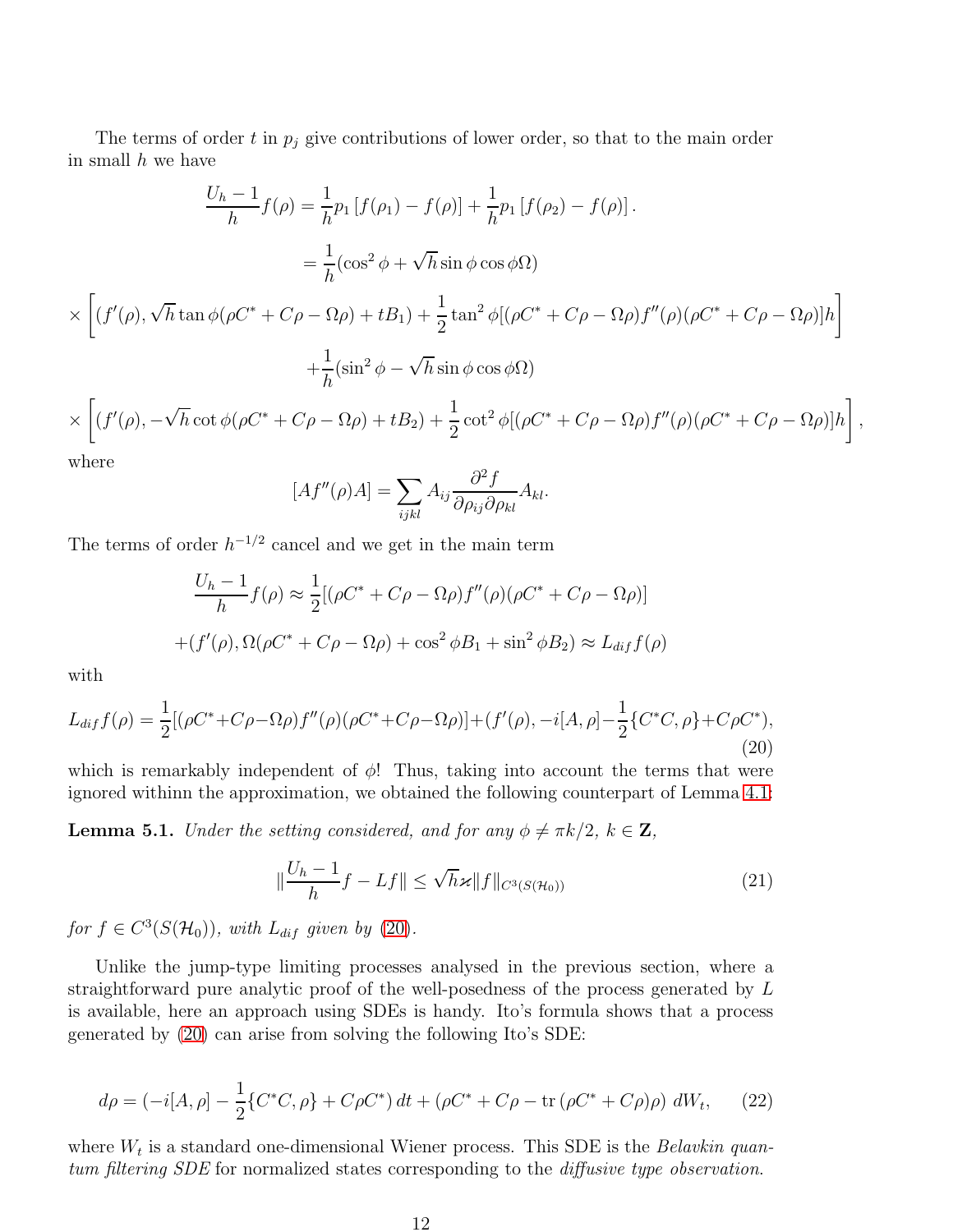The terms of order $t$ in $p_j$ give contributions of lower order, so that to the main order in small $h$ we have

$$\frac{U_h - 1}{h} f(\rho) = \frac{1}{h} p_1 \left[ f(\rho_1) - f(\rho) \right] + \frac{1}{h} p_1 \left[ f(\rho_2) - f(\rho) \right].$$

$$= \frac{1}{h}(\cos^2\phi + \sqrt{h}\sin\phi\cos\phi\Omega)$$

$$\times \left[ (f'(\rho), \sqrt{h}\tan\phi(\rho C^* + C\rho - \Omega\rho) + tB_1) + \frac{1}{2}\tan^2\phi[(\rho C^* + C\rho - \Omega\rho) f''(\rho)(\rho C^* + C\rho - \Omega\rho)]h \right]$$

$$+ \frac{1}{h}(\sin^2\phi - \sqrt{h}\sin\phi\cos\phi\Omega)$$

$$\times \left[ (f'(\rho), -\sqrt{h}\cot\phi(\rho C^* + C\rho - \Omega\rho) + tB_2) + \frac{1}{2}\cot^2\phi[(\rho C^* + C\rho - \Omega\rho) f''(\rho)(\rho C^* + C\rho - \Omega\rho)]h \right],$$

where

$$[Af''(\rho)A] = \sum_{ijkl} A_{ij} \frac{\partial^2 f}{\partial \rho_{ij} \partial \rho_{kl}} A_{kl}.$$

The terms of order $h^{-1/2}$ cancel and we get in the main term

$$\frac{U_h - 1}{h} f(\rho) \approx \frac{1}{2}[(\rho C^* + C\rho - \Omega\rho) f''(\rho)(\rho C^* + C\rho - \Omega\rho)]$$

$$+ (f'(\rho), \Omega(\rho C^* + C\rho - \Omega\rho) + \cos^2\phi B_1 + \sin^2\phi B_2) \approx L_{dif} f(\rho)$$

with

$$L_{dif} f(\rho) = \frac{1}{2}[(\rho C^* + C\rho - \Omega\rho) f''(\rho)(\rho C^* + C\rho - \Omega\rho)] + (f'(\rho), -i[A, \rho] - \frac{1}{2}\{C^*C, \rho\} + C\rho C^*), \tag{20}$$

which is remarkably independent of $\phi$! Thus, taking into account the terms that were ignored withinn the approximation, we obtained the following counterpart of Lemma 4.1:

**Lemma 5.1.** *Under the setting considered, and for any $\phi \neq \pi k/2$, $k \in \mathbf{Z}$,*

$$\| \frac{U_h - 1}{h} f - Lf \| \leq \sqrt{h} \varkappa \| f \|_{C^3(S(\mathcal{H}_0))} \tag{21}$$

*for $f \in C^3(S(\mathcal{H}_0))$, with $L_{dif}$ given by (20).*

Unlike the jump-type limiting processes analysed in the previous section, where a straightforward pure analytic proof of the well-posedness of the process generated by $L$ is available, here an approach using SDEs is handy. Ito's formula shows that a process generated by (20) can arise from solving the following Ito's SDE:

$$d\rho = (-i[A, \rho] - \frac{1}{2}\{C^*C, \rho\} + C\rho C^*)\, dt + (\rho C^* + C\rho - \mathrm{tr}\,(\rho C^* + C\rho)\rho)\, dW_t, \tag{22}$$

where $W_t$ is a standard one-dimensional Wiener process. This SDE is the *Belavkin quantum filtering SDE* for normalized states corresponding to the *diffusive type observation*.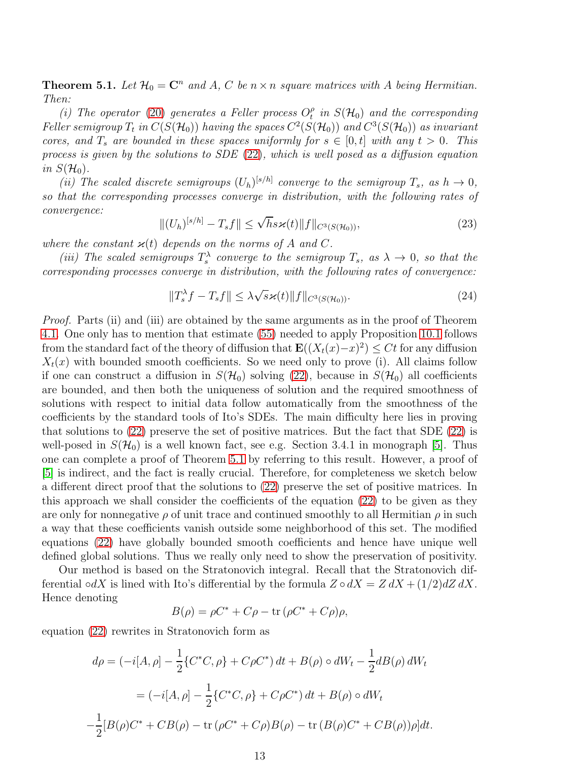**Theorem 5.1.** *Let $\mathcal{H}_0 = \mathbf{C}^n$ and $A$, $C$ be $n \times n$ square matrices with $A$ being Hermitian. Then:*

*(i) The operator (20) generates a Feller process $O_t^\rho$ in $S(\mathcal{H}_0)$ and the corresponding Feller semigroup $T_t$ in $C(S(\mathcal{H}_0))$ having the spaces $C^2(S(\mathcal{H}_0))$ and $C^3(S(\mathcal{H}_0))$ as invariant cores, and $T_s$ are bounded in these spaces uniformly for $s \in [0,t]$ with any $t > 0$. This process is given by the solutions to SDE (22), which is well posed as a diffusion equation in $S(\mathcal{H}_0)$.*

*(ii) The scaled discrete semigroups $(U_h)^{[s/h]}$ converge to the semigroup $T_s$, as $h \to 0$, so that the corresponding processes converge in distribution, with the following rates of convergence:*

$$\|(U_h)^{[s/h]} - T_s f\| \le \sqrt{h} s \varkappa(t) \|f\|_{C^3(S(\mathcal{H}_0))}, \tag{23}$$

*where the constant $\varkappa(t)$ depends on the norms of $A$ and $C$.*

*(iii) The scaled semigroups $T_s^\lambda$ converge to the semigroup $T_s$, as $\lambda \to 0$, so that the corresponding processes converge in distribution, with the following rates of convergence:*

$$\|T_s^\lambda f - T_s f\| \le \lambda \sqrt{s} \varkappa(t) \|f\|_{C^3(S(\mathcal{H}_0))}. \tag{24}$$

*Proof.* Parts (ii) and (iii) are obtained by the same arguments as in the proof of Theorem 4.1. One only has to mention that estimate (55) needed to apply Proposition 10.1 follows from the standard fact of the theory of diffusion that $\mathbf{E}((X_t(x) - x)^2) \le Ct$ for any diffusion $X_t(x)$ with bounded smooth coefficients. So we need only to prove (i). All claims follow if one can construct a diffusion in $S(\mathcal{H}_0)$ solving (22), because in $S(\mathcal{H}_0)$ all coefficients are bounded, and then both the uniqueness of solution and the required smoothness of solutions with respect to initial data follow automatically from the smoothness of the coefficients by the standard tools of Ito's SDEs. The main difficulty here lies in proving that solutions to (22) preserve the set of positive matrices. But the fact that SDE (22) is well-posed in $S(\mathcal{H}_0)$ is a well known fact, see e.g. Section 3.4.1 in monograph [5]. Thus one can complete a proof of Theorem 5.1 by referring to this result. However, a proof of [5] is indirect, and the fact is really crucial. Therefore, for completeness we sketch below a different direct proof that the solutions to (22) preserve the set of positive matrices. In this approach we shall consider the coefficients of the equation (22) to be given as they are only for nonnegative $\rho$ of unit trace and continued smoothly to all Hermitian $\rho$ in such a way that these coefficients vanish outside some neighborhood of this set. The modified equations (22) have globally bounded smooth coefficients and hence have unique well defined global solutions. Thus we really only need to show the preservation of positivity.

Our method is based on the Stratonovich integral. Recall that the Stratonovich differential $\circ dX$ is lined with Ito's differential by the formula $Z \circ dX = Z\, dX + (1/2) dZ\, dX$. Hence denoting

$$B(\rho) = \rho C^* + C\rho - \operatorname{tr}(\rho C^* + C\rho)\rho,$$

equation (22) rewrites in Stratonovich form as

$$d\rho = (-i[A, \rho] - \frac{1}{2}\{C^*C, \rho\} + C\rho C^*)\, dt + B(\rho) \circ dW_t - \frac{1}{2} dB(\rho)\, dW_t$$

$$= (-i[A, \rho] - \frac{1}{2}\{C^*C, \rho\} + C\rho C^*)\, dt + B(\rho) \circ dW_t$$

$$-\frac{1}{2}[B(\rho)C^* + CB(\rho) - \operatorname{tr}(\rho C^* + C\rho)B(\rho) - \operatorname{tr}(B(\rho)C^* + CB(\rho))\rho] dt.$$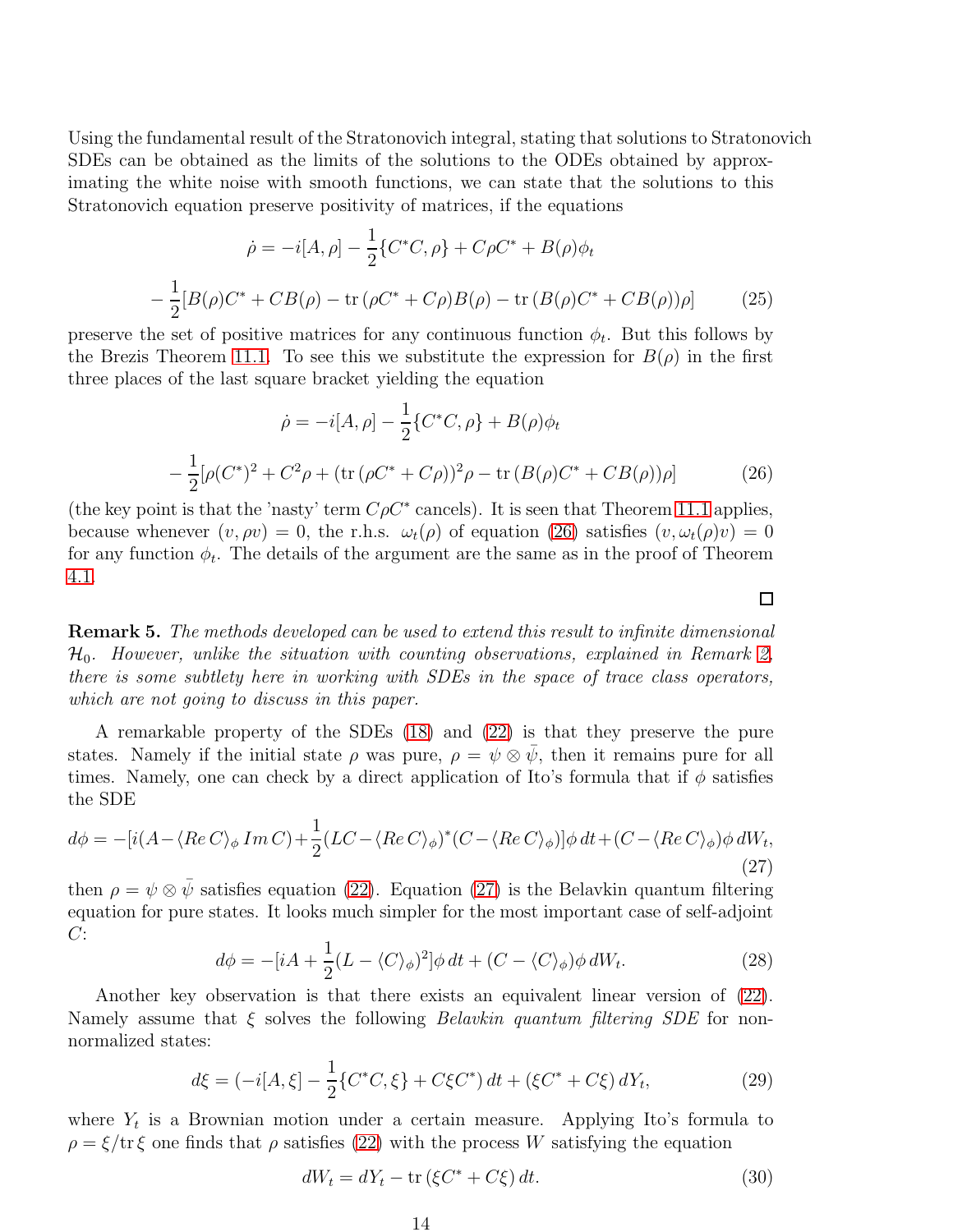Using the fundamental result of the Stratonovich integral, stating that solutions to Stratonovich SDEs can be obtained as the limits of the solutions to the ODEs obtained by approximating the white noise with smooth functions, we can state that the solutions to this Stratonovich equation preserve positivity of matrices, if the equations

$$\dot{\rho} = -i[A,\rho] - \frac{1}{2}\{C^*C,\rho\} + C\rho C^* + B(\rho)\phi_t$$

$$-\frac{1}{2}[B(\rho)C^* + CB(\rho) - \mathrm{tr}\,(\rho C^* + C\rho)B(\rho) - \mathrm{tr}\,(B(\rho)C^* + CB(\rho))\rho] \tag{25}$$

preserve the set of positive matrices for any continuous function $\phi_t$. But this follows by the Brezis Theorem 11.1. To see this we substitute the expression for $B(\rho)$ in the first three places of the last square bracket yielding the equation

$$\dot{\rho} = -i[A,\rho] - \frac{1}{2}\{C^*C,\rho\} + B(\rho)\phi_t$$

$$-\frac{1}{2}[\rho(C^*)^2 + C^2\rho + (\mathrm{tr}\,(\rho C^* + C\rho))^2\rho - \mathrm{tr}\,(B(\rho)C^* + CB(\rho))\rho] \tag{26}$$

(the key point is that the 'nasty' term $C\rho C^*$ cancels). It is seen that Theorem 11.1 applies, because whenever $(v,\rho v) = 0$, the r.h.s. $\omega_t(\rho)$ of equation (26) satisfies $(v,\omega_t(\rho)v) = 0$ for any function $\phi_t$. The details of the argument are the same as in the proof of Theorem 4.1.

□

**Remark 5.** *The methods developed can be used to extend this result to infinite dimensional $\mathcal{H}_0$. However, unlike the situation with counting observations, explained in Remark 2, there is some subtlety here in working with SDEs in the space of trace class operators, which are not going to discuss in this paper.*

A remarkable property of the SDEs (18) and (22) is that they preserve the pure states. Namely if the initial state $\rho$ was pure, $\rho = \psi \otimes \bar{\psi}$, then it remains pure for all times. Namely, one can check by a direct application of Ito's formula that if $\phi$ satisfies the SDE

$$d\phi = -[i(A - \langle Re\, C\rangle_\phi\, Im\, C) + \frac{1}{2}(LC - \langle Re\, C\rangle_\phi)^*(C - \langle Re\, C\rangle_\phi)]\phi\, dt + (C - \langle Re\, C\rangle_\phi)\phi\, dW_t, \tag{27}$$

then $\rho = \psi \otimes \bar{\psi}$ satisfies equation (22). Equation (27) is the Belavkin quantum filtering equation for pure states. It looks much simpler for the most important case of self-adjoint $C$:

$$d\phi = -[iA + \frac{1}{2}(L - \langle C\rangle_\phi)^2]\phi\, dt + (C - \langle C\rangle_\phi)\phi\, dW_t. \tag{28}$$

Another key observation is that there exists an equivalent linear version of (22). Namely assume that $\xi$ solves the following *Belavkin quantum filtering SDE* for non-normalized states:

$$d\xi = (-i[A,\xi] - \frac{1}{2}\{C^*C,\xi\} + C\xi C^*)\, dt + (\xi C^* + C\xi)\, dY_t, \tag{29}$$

where $Y_t$ is a Brownian motion under a certain measure. Applying Ito's formula to $\rho = \xi/\mathrm{tr}\,\xi$ one finds that $\rho$ satisfies (22) with the process $W$ satisfying the equation

$$dW_t = dY_t - \mathrm{tr}\,(\xi C^* + C\xi)\, dt. \tag{30}$$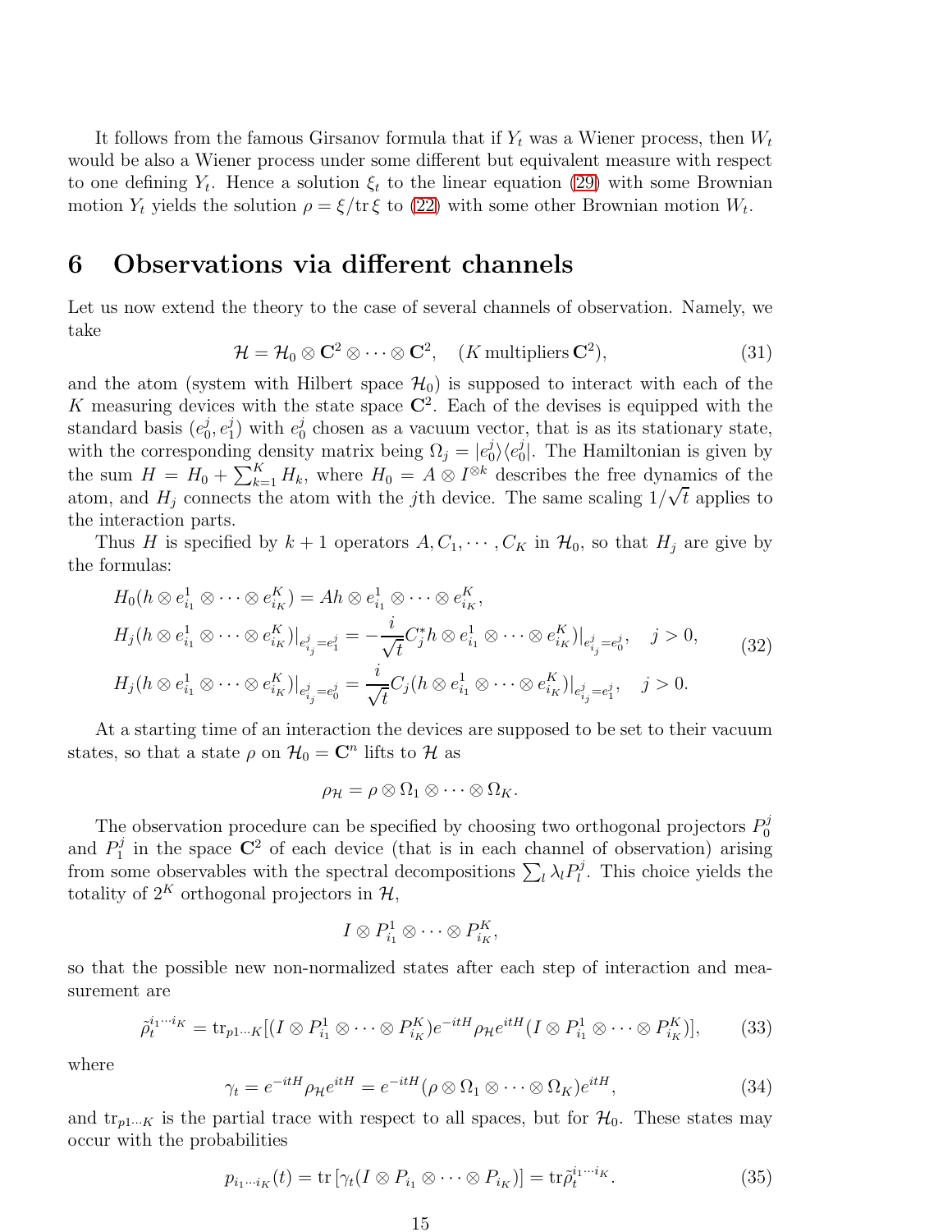It follows from the famous Girsanov formula that if $Y_t$ was a Wiener process, then $W_t$ would be also a Wiener process under some different but equivalent measure with respect to one defining $Y_t$. Hence a solution $\xi_t$ to the linear equation (29) with some Brownian motion $Y_t$ yields the solution $\rho = \xi / \mathrm{tr}\, \xi$ to (22) with some other Brownian motion $W_t$.

# 6 Observations via different channels

Let us now extend the theory to the case of several channels of observation. Namely, we take

$$\mathcal{H} = \mathcal{H}_0 \otimes \mathbf{C}^2 \otimes \cdots \otimes \mathbf{C}^2, \quad (K \,\text{multipliers}\, \mathbf{C}^2), \tag{31}$$

and the atom (system with Hilbert space $\mathcal{H}_0$) is supposed to interact with each of the $K$ measuring devices with the state space $\mathbf{C}^2$. Each of the devises is equipped with the standard basis $(e_0^j, e_1^j)$ with $e_0^j$ chosen as a vacuum vector, that is as its stationary state, with the corresponding density matrix being $\Omega_j = |e_0^j\rangle\langle e_0^j|$. The Hamiltonian is given by the sum $H = H_0 + \sum_{k=1}^K H_k$, where $H_0 = A \otimes I^{\otimes k}$ describes the free dynamics of the atom, and $H_j$ connects the atom with the $j$th device. The same scaling $1/\sqrt{t}$ applies to the interaction parts.

Thus $H$ is specified by $k+1$ operators $A, C_1, \cdots, C_K$ in $\mathcal{H}_0$, so that $H_j$ are give by the formulas:

$$\begin{aligned}
&H_0(h \otimes e^1_{i_1} \otimes \cdots \otimes e^K_{i_K}) = Ah \otimes e^1_{i_1} \otimes \cdots \otimes e^K_{i_K}, \\
&H_j(h \otimes e^1_{i_1} \otimes \cdots \otimes e^K_{i_K})|_{e^j_{i_j} = e^j_1} = -\frac{i}{\sqrt{t}} C_j^* h \otimes e^1_{i_1} \otimes \cdots \otimes e^K_{i_K})|_{e^j_{i_j} = e^j_0}, \quad j > 0, \\
&H_j(h \otimes e^1_{i_1} \otimes \cdots \otimes e^K_{i_K})|_{e^j_{i_j} = e^j_0} = \frac{i}{\sqrt{t}} C_j (h \otimes e^1_{i_1} \otimes \cdots \otimes e^K_{i_K})|_{e^j_{i_j} = e^j_1}, \quad j > 0.
\end{aligned} \tag{32}$$

At a starting time of an interaction the devices are supposed to be set to their vacuum states, so that a state $\rho$ on $\mathcal{H}_0 = \mathbf{C}^n$ lifts to $\mathcal{H}$ as

$$\rho_{\mathcal{H}} = \rho \otimes \Omega_1 \otimes \cdots \otimes \Omega_K.$$

The observation procedure can be specified by choosing two orthogonal projectors $P_0^j$ and $P_1^j$ in the space $\mathbf{C}^2$ of each device (that is in each channel of observation) arising from some observables with the spectral decompositions $\sum_l \lambda_l P_l^j$. This choice yields the totality of $2^K$ orthogonal projectors in $\mathcal{H}$,

$$I \otimes P^1_{i_1} \otimes \cdots \otimes P^K_{i_K},$$

so that the possible new non-normalized states after each step of interaction and measurement are

$$\tilde{\rho}_t^{i_1 \cdots i_K} = \mathrm{tr}_{p1\cdots K}[(I \otimes P^1_{i_1} \otimes \cdots \otimes P^K_{i_K}) e^{-itH} \rho_{\mathcal{H}} e^{itH} (I \otimes P^1_{i_1} \otimes \cdots \otimes P^K_{i_K})], \tag{33}$$

where

$$\gamma_t = e^{-itH} \rho_{\mathcal{H}} e^{itH} = e^{-itH} (\rho \otimes \Omega_1 \otimes \cdots \otimes \Omega_K) e^{itH}, \tag{34}$$

and $\mathrm{tr}_{p1\cdots K}$ is the partial trace with respect to all spaces, but for $\mathcal{H}_0$. These states may occur with the probabilities

$$p_{i_1 \cdots i_K}(t) = \mathrm{tr}\, [\gamma_t (I \otimes P_{i_1} \otimes \cdots \otimes P_{i_K})] = \mathrm{tr} \tilde{\rho}_t^{i_1 \cdots i_K}. \tag{35}$$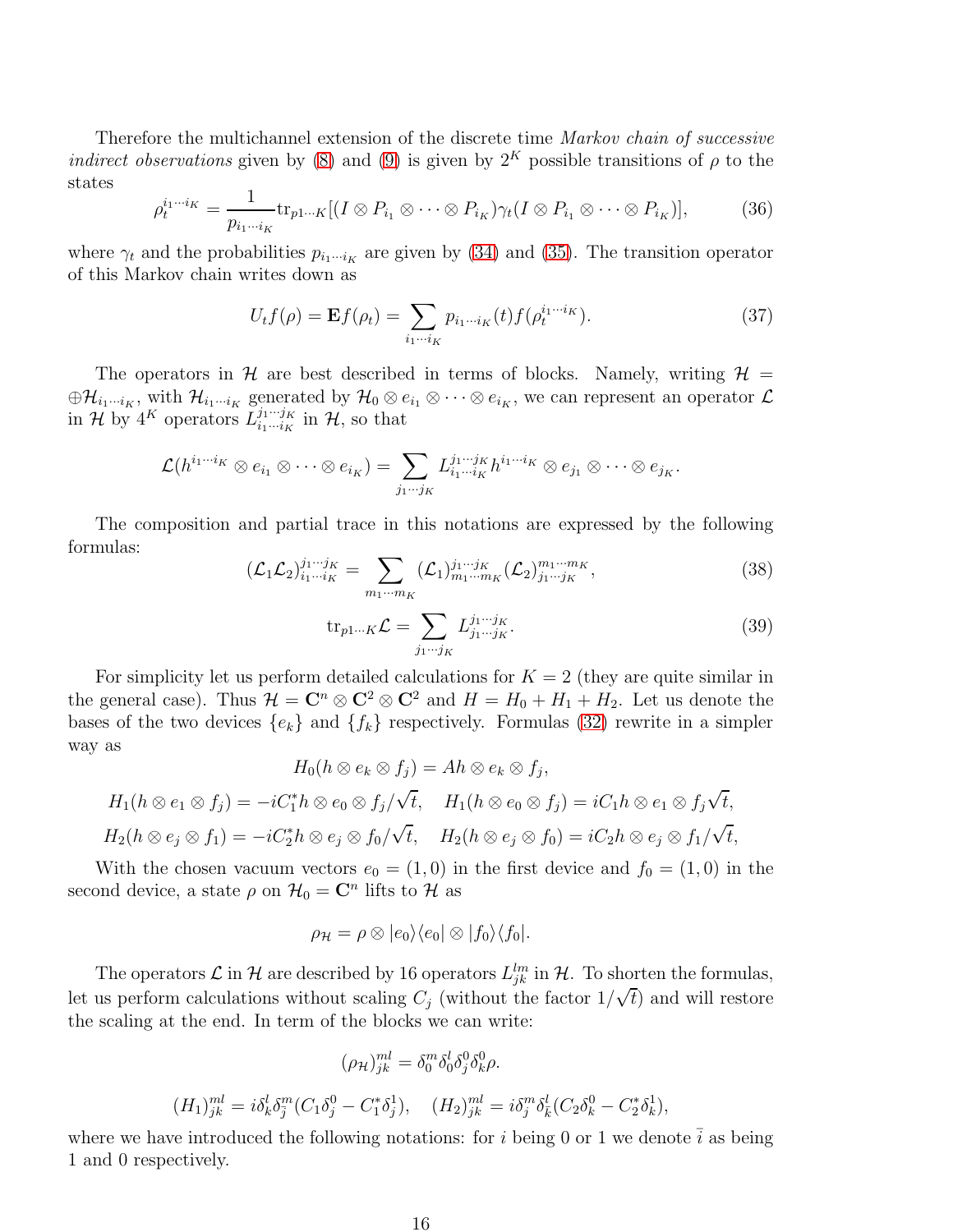Therefore the multichannel extension of the discrete time *Markov chain of successive indirect observations* given by (8) and (9) is given by $2^K$ possible transitions of $\rho$ to the states

$$\rho_t^{i_1\cdots i_K} = \frac{1}{p_{i_1\cdots i_K}} \mathrm{tr}_{p1\cdots K}[(I \otimes P_{i_1} \otimes \cdots \otimes P_{i_K})\gamma_t(I \otimes P_{i_1} \otimes \cdots \otimes P_{i_K})], \tag{36}$$

where $\gamma_t$ and the probabilities $p_{i_1\cdots i_K}$ are given by (34) and (35). The transition operator of this Markov chain writes down as

$$U_t f(\rho) = \mathbf{E} f(\rho_t) = \sum_{i_1\cdots i_K} p_{i_1\cdots i_K}(t) f(\rho_t^{i_1\cdots i_K}). \tag{37}$$

The operators in $\mathcal{H}$ are best described in terms of blocks. Namely, writing $\mathcal{H} = \oplus \mathcal{H}_{i_1\cdots i_K}$, with $\mathcal{H}_{i_1\cdots i_K}$ generated by $\mathcal{H}_0 \otimes e_{i_1} \otimes \cdots \otimes e_{i_K}$, we can represent an operator $\mathcal{L}$ in $\mathcal{H}$ by $4^K$ operators $L_{i_1\cdots i_K}^{j_1\cdots j_K}$ in $\mathcal{H}$, so that

$$\mathcal{L}(h^{i_1\cdots i_K} \otimes e_{i_1} \otimes \cdots \otimes e_{i_K}) = \sum_{j_1\cdots j_K} L_{i_1\cdots i_K}^{j_1\cdots j_K} h^{i_1\cdots i_K} \otimes e_{j_1} \otimes \cdots \otimes e_{j_K}.$$

The composition and partial trace in this notations are expressed by the following formulas:

$$(\mathcal{L}_1\mathcal{L}_2)_{i_1\cdots i_K}^{j_1\cdots j_K} = \sum_{m_1\cdots m_K} (\mathcal{L}_1)_{m_1\cdots m_K}^{j_1\cdots j_K} (\mathcal{L}_2)_{j_1\cdots j_K}^{m_1\cdots m_K}, \tag{38}$$

$$\mathrm{tr}_{p1\cdots K}\mathcal{L} = \sum_{j_1\cdots j_K} L_{j_1\cdots j_K}^{j_1\cdots j_K}. \tag{39}$$

For simplicity let us perform detailed calculations for $K = 2$ (they are quite similar in the general case). Thus $\mathcal{H} = \mathbf{C}^n \otimes \mathbf{C}^2 \otimes \mathbf{C}^2$ and $H = H_0 + H_1 + H_2$. Let us denote the bases of the two devices $\{e_k\}$ and $\{f_k\}$ respectively. Formulas (32) rewrite in a simpler way as

$$H_0(h \otimes e_k \otimes f_j) = Ah \otimes e_k \otimes f_j,$$

$$H_1(h \otimes e_1 \otimes f_j) = -iC_1^* h \otimes e_0 \otimes f_j/\sqrt{t}, \quad H_1(h \otimes e_0 \otimes f_j) = iC_1 h \otimes e_1 \otimes f_j\sqrt{t},$$

$$H_2(h \otimes e_j \otimes f_1) = -iC_2^* h \otimes e_j \otimes f_0/\sqrt{t}, \quad H_2(h \otimes e_j \otimes f_0) = iC_2 h \otimes e_j \otimes f_1/\sqrt{t},$$

With the chosen vacuum vectors $e_0 = (1, 0)$ in the first device and $f_0 = (1, 0)$ in the second device, a state $\rho$ on $\mathcal{H}_0 = \mathbf{C}^n$ lifts to $\mathcal{H}$ as

$$\rho_{\mathcal{H}} = \rho \otimes |e_0\rangle\langle e_0| \otimes |f_0\rangle\langle f_0|.$$

The operators $\mathcal{L}$ in $\mathcal{H}$ are described by 16 operators $L_{jk}^{lm}$ in $\mathcal{H}$. To shorten the formulas, let us perform calculations without scaling $C_j$ (without the factor $1/\sqrt{t}$) and will restore the scaling at the end. In term of the blocks we can write:

$$(\rho_{\mathcal{H}})_{jk}^{ml} = \delta_0^m \delta_0^l \delta_j^0 \delta_k^0 \rho.$$

$$(H_1)_{jk}^{ml} = i\delta_k^l \delta_{\bar{j}}^m (C_1\delta_j^0 - C_1^*\delta_j^1), \quad (H_2)_{jk}^{ml} = i\delta_j^m \delta_{\bar{k}}^l (C_2\delta_k^0 - C_2^*\delta_k^1),$$

where we have introduced the following notations: for $i$ being 0 or 1 we denote $\bar{i}$ as being 1 and 0 respectively.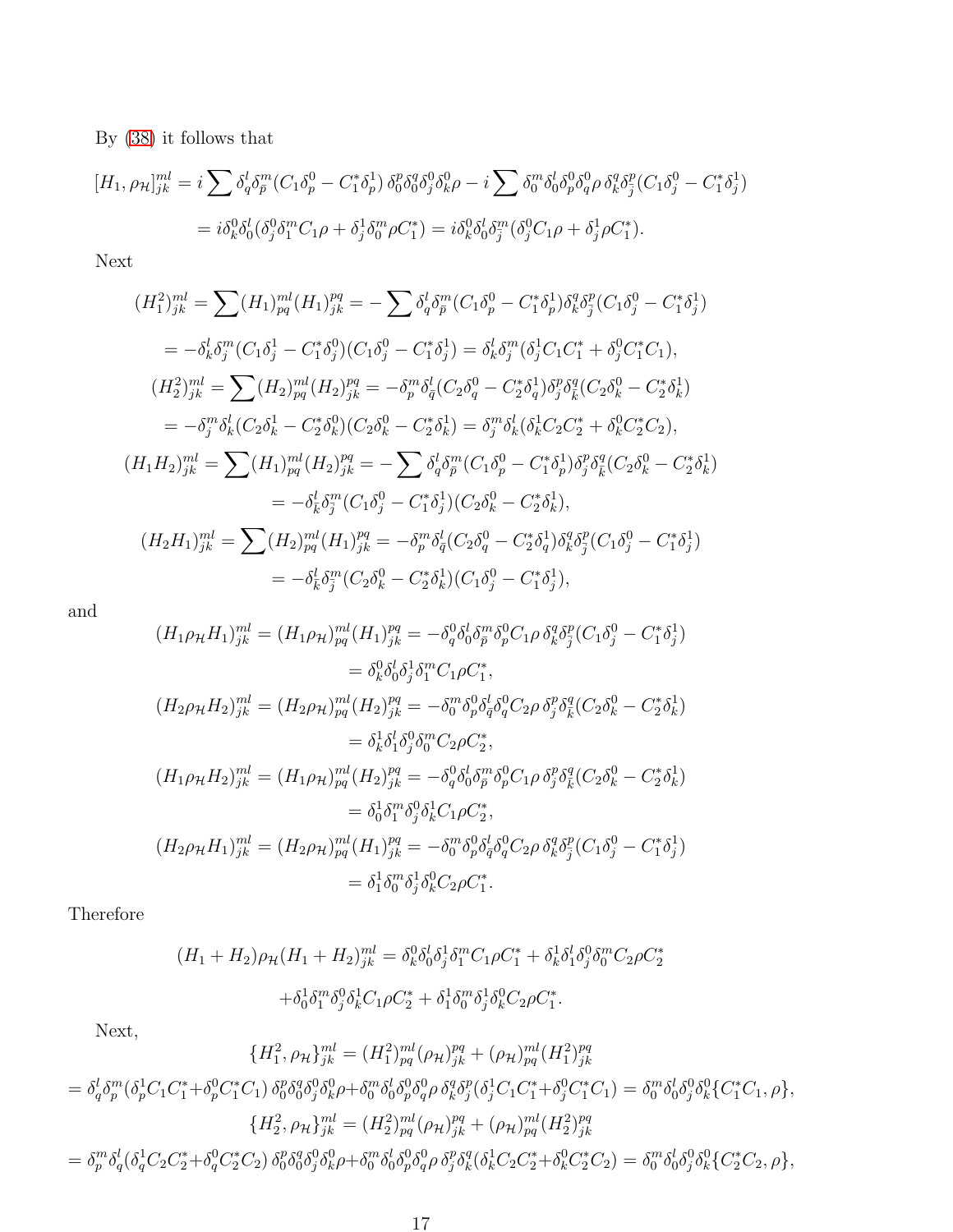By (38) it follows that

$$[H_1, \rho_{\mathcal{H}}]^{ml}_{jk} = i\sum \delta^l_q \delta^m_{\bar{p}} (C_1\delta^0_p - C_1^*\delta^1_p)\, \delta^p_0 \delta^q_0 \delta^0_j \delta^0_k \rho - i\sum \delta^m_0 \delta^l_0 \delta^0_p \delta^0_q \rho\, \delta^q_k \delta^p_{\bar{j}} (C_1\delta^0_j - C_1^*\delta^1_j)$$

$$= i\delta^0_k \delta^l_0 (\delta^0_j \delta^m_1 C_1\rho + \delta^1_j \delta^m_0 \rho C_1^*) = i\delta^0_k \delta^l_0 \delta^m_{\bar{j}} (\delta^0_j C_1 \rho + \delta^1_j \rho C_1^*).$$

Next

$$(H_1^2)^{ml}_{jk} = \sum (H_1)^{ml}_{pq} (H_1)^{pq}_{jk} = -\sum \delta^l_q \delta^m_{\bar{p}} (C_1\delta^0_p - C_1^*\delta^1_p) \delta^q_k \delta^p_{\bar{j}} (C_1\delta^0_j - C_1^*\delta^1_j)$$

$$= -\delta^l_k \delta^m_j (C_1\delta^1_j - C_1^*\delta^0_j)(C_1\delta^0_j - C_1^*\delta^1_j) = \delta^l_k \delta^m_j (\delta^1_j C_1 C_1^* + \delta^0_j C_1^* C_1),$$

$$(H_2^2)^{ml}_{jk} = \sum (H_2)^{ml}_{pq} (H_2)^{pq}_{jk} = -\delta^m_p \delta^l_{\bar{q}} (C_2\delta^0_q - C_2^*\delta^1_q) \delta^p_j \delta^q_{\bar{k}} (C_2\delta^0_k - C_2^*\delta^1_k)$$

$$= -\delta^m_j \delta^l_k (C_2\delta^1_k - C_2^*\delta^0_k)(C_2\delta^0_k - C_2^*\delta^1_k) = \delta^m_j \delta^l_k (\delta^1_k C_2 C_2^* + \delta^0_k C_2^* C_2),$$

$$(H_1H_2)^{ml}_{jk} = \sum (H_1)^{ml}_{pq} (H_2)^{pq}_{jk} = -\sum \delta^l_q \delta^m_{\bar{p}} (C_1\delta^0_p - C_1^*\delta^1_p) \delta^p_j \delta^q_{\bar{k}} (C_2\delta^0_k - C_2^*\delta^1_k)$$

$$= -\delta^l_{\bar{k}} \delta^m_{\bar{j}} (C_1\delta^0_j - C_1^*\delta^1_j)(C_2\delta^0_k - C_2^*\delta^1_k),$$

$$(H_2H_1)^{ml}_{jk} = \sum (H_2)^{ml}_{pq} (H_1)^{pq}_{jk} = -\delta^m_p \delta^l_{\bar{q}} (C_2\delta^0_q - C_2^*\delta^1_q) \delta^q_k \delta^p_{\bar{j}} (C_1\delta^0_j - C_1^*\delta^1_j)$$

$$= -\delta^l_{\bar{k}} \delta^m_{\bar{j}} (C_2\delta^0_k - C_2^*\delta^1_k)(C_1\delta^0_j - C_1^*\delta^1_j),$$

and

$$(H_1\rho_{\mathcal{H}}H_1)^{ml}_{jk} = (H_1\rho_{\mathcal{H}})^{ml}_{pq} (H_1)^{pq}_{jk} = -\delta^0_q \delta^l_0 \delta^m_{\bar{p}} \delta^0_p C_1 \rho\, \delta^q_k \delta^p_{\bar{j}} (C_1\delta^0_j - C_1^*\delta^1_j)$$

$$= \delta^0_k \delta^l_0 \delta^1_j \delta^m_1 C_1 \rho C_1^*,$$

$$(H_2\rho_{\mathcal{H}}H_2)^{ml}_{jk} = (H_2\rho_{\mathcal{H}})^{ml}_{pq} (H_2)^{pq}_{jk} = -\delta^m_0 \delta^0_p \delta^l_{\bar{q}} \delta^0_q C_2 \rho\, \delta^p_j \delta^q_{\bar{k}} (C_2\delta^0_k - C_2^*\delta^1_k)$$

$$= \delta^1_k \delta^l_1 \delta^0_j \delta^m_0 C_2 \rho C_2^*,$$

$$(H_1\rho_{\mathcal{H}}H_2)^{ml}_{jk} = (H_1\rho_{\mathcal{H}})^{ml}_{pq} (H_2)^{pq}_{jk} = -\delta^0_q \delta^l_0 \delta^m_{\bar{p}} \delta^0_p C_1 \rho\, \delta^p_j \delta^q_{\bar{k}} (C_2\delta^0_k - C_2^*\delta^1_k)$$

$$= \delta^1_0 \delta^m_1 \delta^0_j \delta^1_k C_1 \rho C_2^*,$$

$$(H_2\rho_{\mathcal{H}}H_1)^{ml}_{jk} = (H_2\rho_{\mathcal{H}})^{ml}_{pq} (H_1)^{pq}_{jk} = -\delta^m_0 \delta^0_p \delta^l_{\bar{q}} \delta^0_q C_2 \rho\, \delta^q_k \delta^p_{\bar{j}} (C_1\delta^0_j - C_1^*\delta^1_j)$$

$$= \delta^l_1 \delta^m_0 \delta^1_j \delta^0_k C_2 \rho C_1^*.$$

Therefore

$$(H_1 + H_2)\rho_{\mathcal{H}}(H_1 + H_2)^{ml}_{jk} = \delta^0_k \delta^l_0 \delta^1_j \delta^m_1 C_1 \rho C_1^* + \delta^1_k \delta^l_1 \delta^0_j \delta^m_0 C_2 \rho C_2^*$$

$$+ \delta^l_0 \delta^m_1 \delta^0_j \delta^1_k C_1 \rho C_2^* + \delta^l_1 \delta^m_0 \delta^1_j \delta^0_k C_2 \rho C_1^*.$$

Next,

$$\{H_1^2, \rho_{\mathcal{H}}\}^{ml}_{jk} = (H_1^2)^{ml}_{pq} (\rho_{\mathcal{H}})^{pq}_{jk} + (\rho_{\mathcal{H}})^{ml}_{pq} (H_1^2)^{pq}_{jk}$$

$$= \delta^l_q \delta^m_p (\delta^1_p C_1 C_1^* + \delta^0_p C_1^* C_1)\, \delta^p_0 \delta^q_0 \delta^0_j \delta^0_k \rho + \delta^m_0 \delta^l_0 \delta^0_p \delta^0_q \rho\, \delta^q_k \delta^p_j (\delta^1_j C_1 C_1^* + \delta^0_j C_1^* C_1) = \delta^m_0 \delta^l_0 \delta^0_j \delta^0_k \{C_1^* C_1, \rho\},$$

$$\{H_2^2, \rho_{\mathcal{H}}\}^{ml}_{jk} = (H_2^2)^{ml}_{pq} (\rho_{\mathcal{H}})^{pq}_{jk} + (\rho_{\mathcal{H}})^{ml}_{pq} (H_2^2)^{pq}_{jk}$$

$$= \delta^m_p \delta^l_q (\delta^1_q C_2 C_2^* + \delta^0_q C_2^* C_2)\, \delta^p_0 \delta^q_0 \delta^0_j \delta^0_k \rho + \delta^m_0 \delta^l_0 \delta^0_p \delta^0_q \rho\, \delta^p_j \delta^q_k (\delta^1_k C_2 C_2^* + \delta^0_k C_2^* C_2) = \delta^m_0 \delta^l_0 \delta^0_j \delta^0_k \{C_2^* C_2, \rho\},$$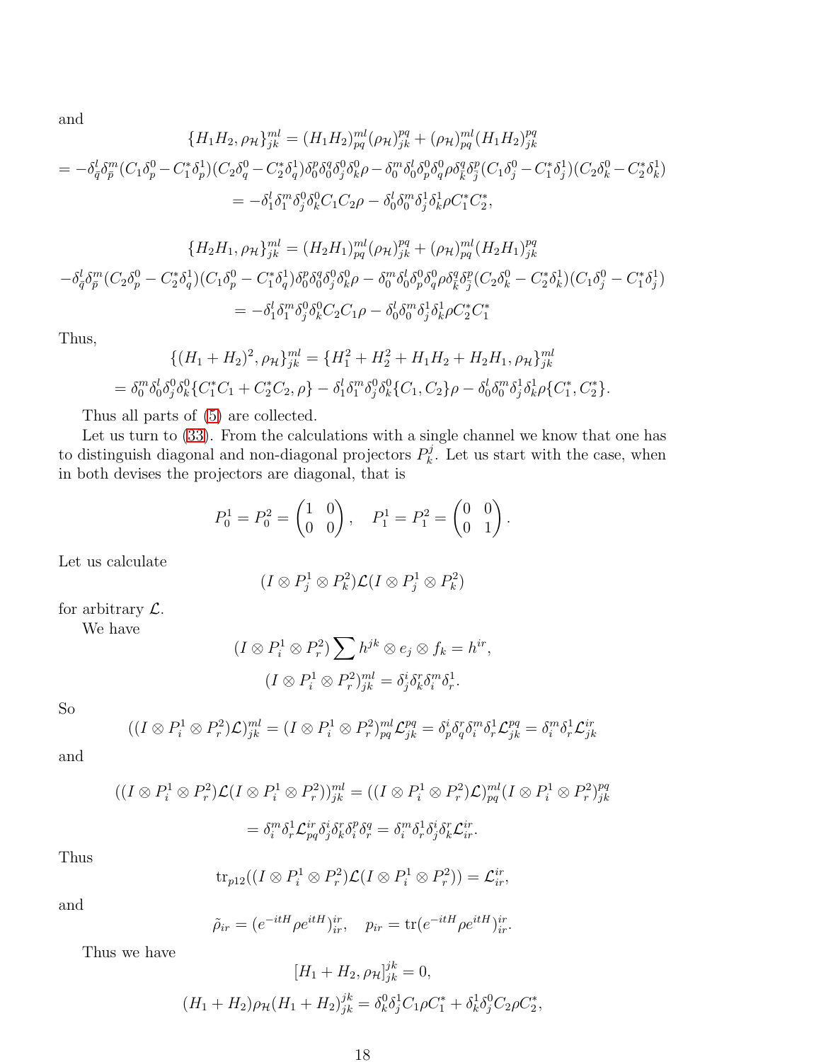and

$$\{H_1 H_2, \rho_{\mathcal{H}}\}^{ml}_{jk} = (H_1 H_2)^{ml}_{pq} (\rho_{\mathcal{H}})^{pq}_{jk} + (\rho_{\mathcal{H}})^{ml}_{pq} (H_1 H_2)^{pq}_{jk}$$

$$= -\delta^l_{\bar{q}} \delta^m_{\bar{p}} (C_1 \delta^0_p - C_1^* \delta^1_p)(C_2 \delta^0_q - C_2^* \delta^1_q) \delta^p_0 \delta^q_0 \delta^0_j \delta^0_k \rho - \delta^m_0 \delta^l_0 \delta^0_p \delta^0_q \rho \delta^q_{\bar{k}} \delta^p_{\bar{j}} (C_1 \delta^0_j - C_1^* \delta^1_j)(C_2 \delta^0_k - C_2^* \delta^1_k)$$

$$= -\delta^l_1 \delta^m_1 \delta^0_j \delta^0_k C_1 C_2 \rho - \delta^l_0 \delta^m_0 \delta^1_j \delta^1_k \rho C_1^* C_2^*,$$

$$\{H_2 H_1, \rho_{\mathcal{H}}\}^{ml}_{jk} = (H_2 H_1)^{ml}_{pq} (\rho_{\mathcal{H}})^{pq}_{jk} + (\rho_{\mathcal{H}})^{ml}_{pq} (H_2 H_1)^{pq}_{jk}$$

$$-\delta^l_{\bar{q}} \delta^m_{\bar{p}} (C_2 \delta^0_p - C_2^* \delta^1_q)(C_1 \delta^0_p - C_1^* \delta^1_q) \delta^p_0 \delta^q_0 \delta^0_j \delta^0_k \rho - \delta^m_0 \delta^l_0 \delta^0_p \delta^0_q \rho \delta^q_{\bar{k}} \delta^p_{\bar{j}} (C_2 \delta^0_k - C_2^* \delta^1_k)(C_1 \delta^0_j - C_1^* \delta^1_j)$$

$$= -\delta^l_1 \delta^m_1 \delta^0_j \delta^0_k C_2 C_1 \rho - \delta^l_0 \delta^m_0 \delta^1_j \delta^1_k \rho C_2^* C_1^*$$

Thus,

$$\{(H_1 + H_2)^2, \rho_{\mathcal{H}}\}^{ml}_{jk} = \{H_1^2 + H_2^2 + H_1 H_2 + H_2 H_1, \rho_{\mathcal{H}}\}^{ml}_{jk}$$

$$= \delta^m_0 \delta^l_0 \delta^0_j \delta^0_k \{C_1^* C_1 + C_2^* C_2, \rho\} - \delta^l_1 \delta^m_1 \delta^0_j \delta^0_k \{C_1, C_2\} \rho - \delta^l_0 \delta^m_0 \delta^1_j \delta^1_k \rho \{C_1^*, C_2^*\}.$$

Thus all parts of (5) are collected.

Let us turn to (33). From the calculations with a single channel we know that one has to distinguish diagonal and non-diagonal projectors $P^j_k$. Let us start with the case, when in both devises the projectors are diagonal, that is

$$P^1_0 = P^2_0 = \begin{pmatrix} 1 & 0 \\ 0 & 0 \end{pmatrix}, \quad P^1_1 = P^2_1 = \begin{pmatrix} 0 & 0 \\ 0 & 1 \end{pmatrix}.$$

Let us calculate

$$(I \otimes P^1_j \otimes P^2_k) \mathcal{L} (I \otimes P^1_j \otimes P^2_k)$$

for arbitrary $\mathcal{L}$.

We have

$$(I \otimes P^1_i \otimes P^2_r) \sum h^{jk} \otimes e_j \otimes f_k = h^{ir},$$

$$(I \otimes P^1_i \otimes P^2_r)^{ml}_{jk} = \delta^i_j \delta^r_k \delta^m_i \delta^1_r.$$

So

$$((I \otimes P^1_i \otimes P^2_r) \mathcal{L})^{ml}_{jk} = (I \otimes P^1_i \otimes P^2_r)^{ml}_{pq} \mathcal{L}^{pq}_{jk} = \delta^i_p \delta^r_q \delta^m_i \delta^1_r \mathcal{L}^{pq}_{jk} = \delta^m_i \delta^1_r \mathcal{L}^{ir}_{jk}$$

and

$$((I \otimes P^1_i \otimes P^2_r) \mathcal{L} (I \otimes P^1_i \otimes P^2_r))^{ml}_{jk} = ((I \otimes P^1_i \otimes P^2_r) \mathcal{L})^{ml}_{pq} (I \otimes P^1_i \otimes P^2_r)^{pq}_{jk}$$

$$= \delta^m_i \delta^1_r \mathcal{L}^{ir}_{pq} \delta^i_j \delta^r_k \delta^p_i \delta^q_r = \delta^m_i \delta^1_r \delta^i_j \delta^r_k \mathcal{L}^{ir}_{ir}.$$

Thus

$$\mathrm{tr}_{p12}((I \otimes P^1_i \otimes P^2_r) \mathcal{L} (I \otimes P^1_i \otimes P^2_r)) = \mathcal{L}^{ir}_{ir},$$

and

$$\tilde{\rho}_{ir} = (e^{-itH} \rho e^{itH})^{ir}_{ir}, \quad p_{ir} = \mathrm{tr}(e^{-itH} \rho e^{itH})^{ir}_{ir}.$$

Thus we have

$$[H_1 + H_2, \rho_{\mathcal{H}}]^{jk}_{jk} = 0,$$

$$(H_1 + H_2) \rho_{\mathcal{H}} (H_1 + H_2)^{jk}_{jk} = \delta^0_k \delta^1_j C_1 \rho C_1^* + \delta^1_k \delta^0_j C_2 \rho C_2^*,$$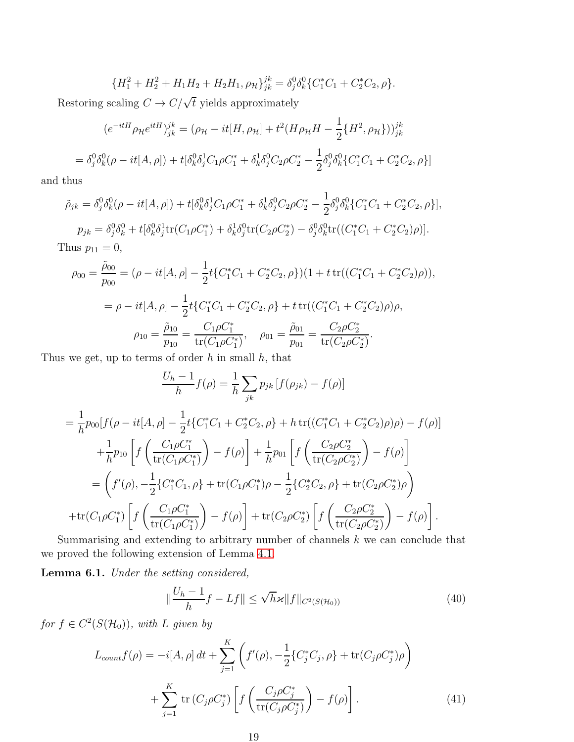$$\{H_1^2 + H_2^2 + H_1H_2 + H_2H_1, \rho_{\mathcal{H}}\}_{jk}^{jk} = \delta_j^0\delta_k^0\{C_1^*C_1 + C_2^*C_2, \rho\}.$$

Restoring scaling $C \to C/\sqrt{t}$ yields approximately

$$(e^{-itH}\rho_{\mathcal{H}}e^{itH})_{jk}^{jk} = (\rho_{\mathcal{H}} - it[H, \rho_{\mathcal{H}}] + t^2(H\rho_{\mathcal{H}}H - \frac{1}{2}\{H^2, \rho_{\mathcal{H}}\}))_{jk}^{jk}$$

$$= \delta_j^0\delta_k^0(\rho - it[A, \rho]) + t[\delta_k^0\delta_j^1 C_1\rho C_1^* + \delta_k^1\delta_j^0 C_2\rho C_2^* - \frac{1}{2}\delta_j^0\delta_k^0\{C_1^*C_1 + C_2^*C_2, \rho\}]$$

and thus

$$\tilde{\rho}_{jk} = \delta_j^0\delta_k^0(\rho - it[A, \rho]) + t[\delta_k^0\delta_j^1 C_1\rho C_1^* + \delta_k^1\delta_j^0 C_2\rho C_2^* - \frac{1}{2}\delta_j^0\delta_k^0\{C_1^*C_1 + C_2^*C_2, \rho\}],$$

$$p_{jk} = \delta_j^0\delta_k^0 + t[\delta_k^0\delta_j^1 \mathrm{tr}(C_1\rho C_1^*) + \delta_k^1\delta_j^0 \mathrm{tr}(C_2\rho C_2^*) - \delta_j^0\delta_k^0 \mathrm{tr}((C_1^*C_1 + C_2^*C_2)\rho)].$$

Thus $p_{11} = 0$,

$$\rho_{00} = \frac{\tilde{\rho}_{00}}{p_{00}} = (\rho - it[A, \rho] - \frac{1}{2}t\{C_1^*C_1 + C_2^*C_2, \rho\})(1 + t\,\mathrm{tr}((C_1^*C_1 + C_2^*C_2)\rho)),$$

$$= \rho - it[A, \rho] - \frac{1}{2}t\{C_1^*C_1 + C_2^*C_2, \rho\} + t\,\mathrm{tr}((C_1^*C_1 + C_2^*C_2)\rho)\rho,$$

$$\rho_{10} = \frac{\tilde{\rho}_{10}}{p_{10}} = \frac{C_1\rho C_1^*}{\mathrm{tr}(C_1\rho C_1^*)}, \quad \rho_{01} = \frac{\tilde{\rho}_{01}}{p_{01}} = \frac{C_2\rho C_2^*}{\mathrm{tr}(C_2\rho C_2^*)}.$$

Thus we get, up to terms of order $h$ in small $h$, that

$$\frac{U_h - 1}{h} f(\rho) = \frac{1}{h}\sum_{jk} p_{jk}\,[f(\rho_{jk}) - f(\rho)]$$

$$= \frac{1}{h}p_{00}[f(\rho - it[A, \rho] - \frac{1}{2}t\{C_1^*C_1 + C_2^*C_2, \rho\} + h\,\mathrm{tr}((C_1^*C_1 + C_2^*C_2)\rho)\rho) - f(\rho)]$$

$$+\frac{1}{h}p_{10}\left[f\left(\frac{C_1\rho C_1^*}{\mathrm{tr}(C_1\rho C_1^*)}\right) - f(\rho)\right] + \frac{1}{h}p_{01}\left[f\left(\frac{C_2\rho C_2^*}{\mathrm{tr}(C_2\rho C_2^*)}\right) - f(\rho)\right]$$

$$= \left(f'(\rho), -\frac{1}{2}\{C_1^*C_1, \rho\} + \mathrm{tr}(C_1\rho C_1^*)\rho - \frac{1}{2}\{C_2^*C_2, \rho\} + \mathrm{tr}(C_2\rho C_2^*)\rho\right)$$

$$+\mathrm{tr}(C_1\rho C_1^*)\left[f\left(\frac{C_1\rho C_1^*}{\mathrm{tr}(C_1\rho C_1^*)}\right) - f(\rho)\right] + \mathrm{tr}(C_2\rho C_2^*)\left[f\left(\frac{C_2\rho C_2^*}{\mathrm{tr}(C_2\rho C_2^*)}\right) - f(\rho)\right].$$

Summarising and extending to arbitrary number of channels $k$ we can conclude that we proved the following extension of Lemma 4.1.

**Lemma 6.1.** *Under the setting considered,*

$$\|\frac{U_h - 1}{h}f - Lf\| \le \sqrt{h}\varkappa\|f\|_{C^2(S(\mathcal{H}_0))} \tag{40}$$

*for* $f \in C^2(S(\mathcal{H}_0))$*, with* $L$ *given by*

$$L_{count}f(\rho) = -i[A, \rho]\,dt + \sum_{j=1}^{K}\left(f'(\rho), -\frac{1}{2}\{C_j^*C_j, \rho\} + \mathrm{tr}(C_j\rho C_j^*)\rho\right)$$

$$+\sum_{j=1}^{K}\mathrm{tr}\left(C_j\rho C_j^*\right)\left[f\left(\frac{C_j\rho C_j^*}{\mathrm{tr}(C_j\rho C_j^*)}\right) - f(\rho)\right]. \tag{41}$$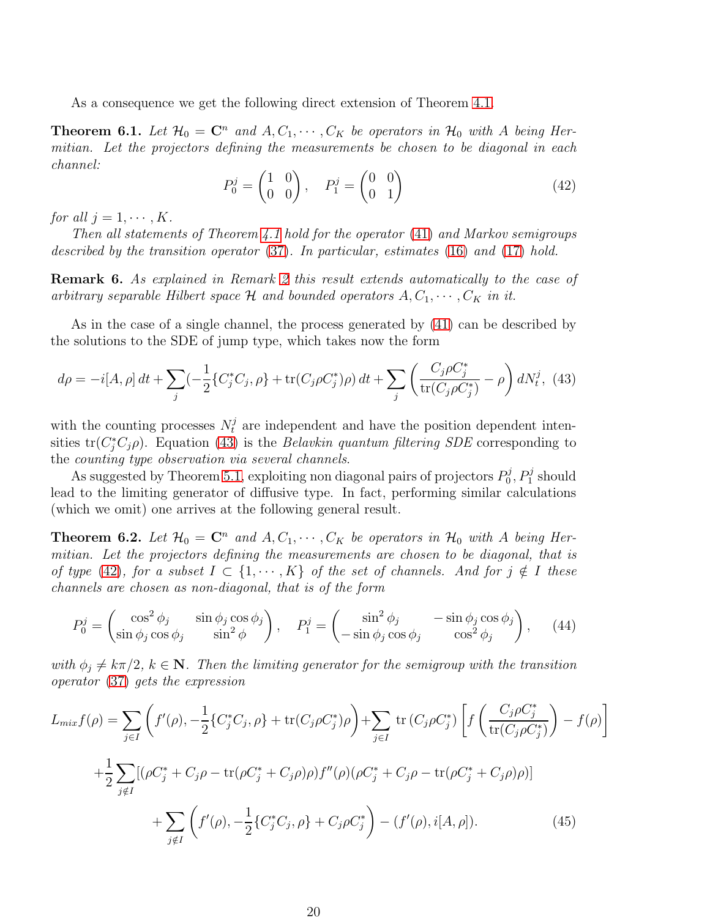As a consequence we get the following direct extension of Theorem 4.1.

**Theorem 6.1.** *Let $\mathcal{H}_0 = \mathbf{C}^n$ and $A, C_1, \cdots, C_K$ be operators in $\mathcal{H}_0$ with $A$ being Hermitian. Let the projectors defining the measurements be chosen to be diagonal in each channel:*

$$P_0^j = \begin{pmatrix} 1 & 0 \\ 0 & 0 \end{pmatrix}, \quad P_1^j = \begin{pmatrix} 0 & 0 \\ 0 & 1 \end{pmatrix} \tag{42}$$

*for all $j = 1, \cdots, K$.*

*Then all statements of Theorem 4.1 hold for the operator (41) and Markov semigroups described by the transition operator (37). In particular, estimates (16) and (17) hold.*

**Remark 6.** *As explained in Remark 2 this result extends automatically to the case of arbitrary separable Hilbert space $\mathcal{H}$ and bounded operators $A, C_1, \cdots, C_K$ in it.*

As in the case of a single channel, the process generated by (41) can be described by the solutions to the SDE of jump type, which takes now the form

$$d\rho = -i[A, \rho]\, dt + \sum_j (-\frac{1}{2}\{C_j^* C_j, \rho\} + \mathrm{tr}(C_j \rho C_j^*)\rho)\, dt + \sum_j \left( \frac{C_j \rho C_j^*}{\mathrm{tr}(C_j \rho C_j^*)} - \rho \right) dN_t^j, \tag{43}$$

with the counting processes $N_t^j$ are independent and have the position dependent intensities $\mathrm{tr}(C_j^* C_j \rho)$. Equation (43) is the *Belavkin quantum filtering SDE* corresponding to the *counting type observation via several channels*.

As suggested by Theorem 5.1, exploiting non diagonal pairs of projectors $P_0^j, P_1^j$ should lead to the limiting generator of diffusive type. In fact, performing similar calculations (which we omit) one arrives at the following general result.

**Theorem 6.2.** *Let $\mathcal{H}_0 = \mathbf{C}^n$ and $A, C_1, \cdots, C_K$ be operators in $\mathcal{H}_0$ with $A$ being Hermitian. Let the projectors defining the measurements are chosen to be diagonal, that is of type (42), for a subset $I \subset \{1, \cdots, K\}$ of the set of channels. And for $j \notin I$ these channels are chosen as non-diagonal, that is of the form*

$$P_0^j = \begin{pmatrix} \cos^2 \phi_j & \sin \phi_j \cos \phi_j \\ \sin \phi_j \cos \phi_j & \sin^2 \phi \end{pmatrix}, \quad P_1^j = \begin{pmatrix} \sin^2 \phi_j & -\sin \phi_j \cos \phi_j \\ -\sin \phi_j \cos \phi_j & \cos^2 \phi_j \end{pmatrix}, \tag{44}$$

*with $\phi_j \neq k\pi/2$, $k \in \mathbf{N}$. Then the limiting generator for the semigroup with the transition operator (37) gets the expression*

$$\begin{aligned}
L_{mix} f(\rho) = &\sum_{j \in I} \left( f'(\rho), -\frac{1}{2}\{C_j^* C_j, \rho\} + \mathrm{tr}(C_j \rho C_j^*)\rho \right) + \sum_{j \in I} \mathrm{tr}\left(C_j \rho C_j^*\right) \left[ f\left( \frac{C_j \rho C_j^*}{\mathrm{tr}(C_j \rho C_j^*)} \right) - f(\rho) \right] \\
&+ \frac{1}{2} \sum_{j \notin I} [(\rho C_j^* + C_j \rho - \mathrm{tr}(\rho C_j^* + C_j \rho)\rho) f''(\rho)(\rho C_j^* + C_j \rho - \mathrm{tr}(\rho C_j^* + C_j \rho)\rho)] \\
&+ \sum_{j \notin I} \left( f'(\rho), -\frac{1}{2}\{C_j^* C_j, \rho\} + C_j \rho C_j^* \right) - (f'(\rho), i[A, \rho]).
\end{aligned} \tag{45}$$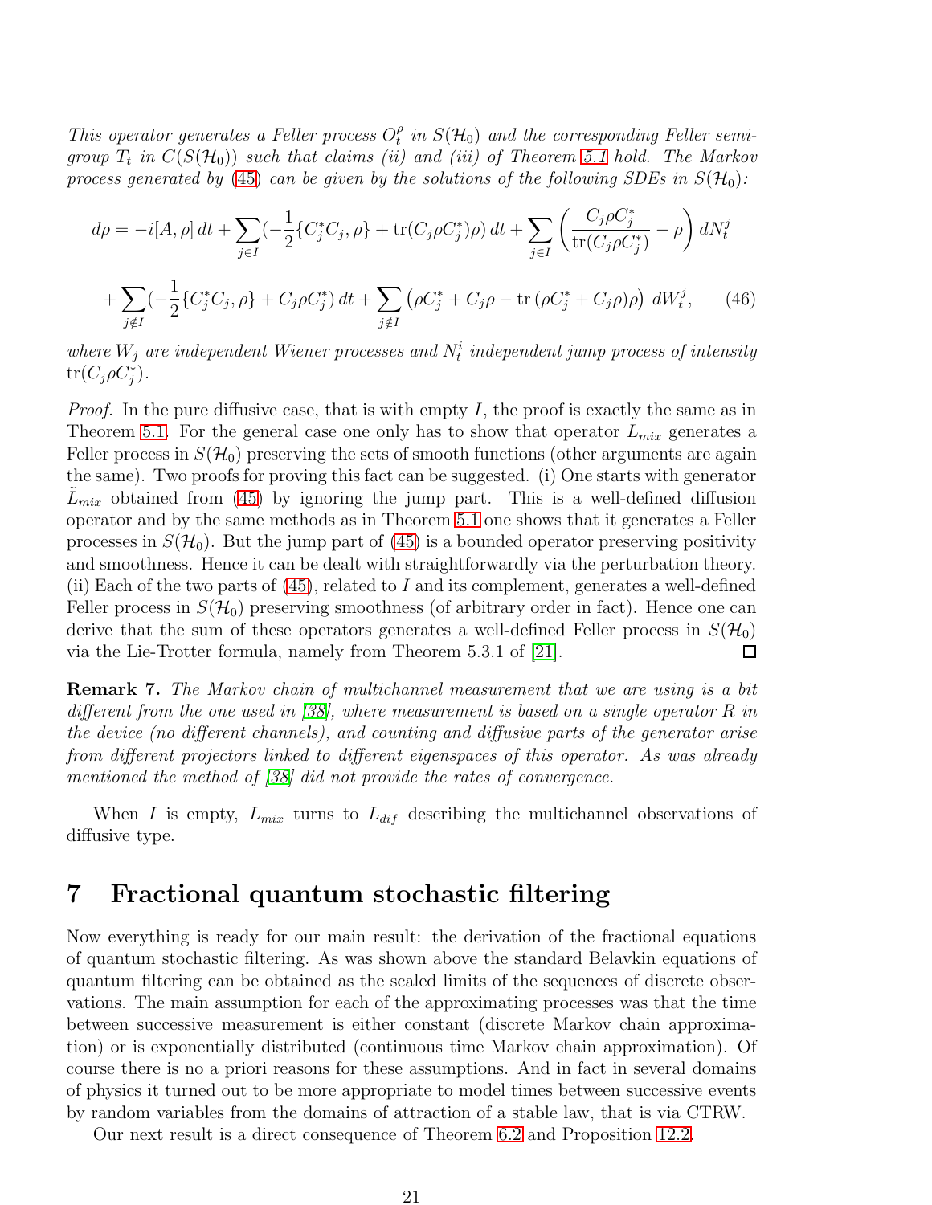*This operator generates a Feller process $O_t^\rho$ in $S(\mathcal{H}_0)$ and the corresponding Feller semigroup $T_t$ in $C(S(\mathcal{H}_0))$ such that claims (ii) and (iii) of Theorem 5.1 hold. The Markov process generated by (45) can be given by the solutions of the following SDEs in $S(\mathcal{H}_0)$:*

$$d\rho = -i[A,\rho]\,dt + \sum_{j\in I}(-\frac{1}{2}\{C_j^*C_j,\rho\} + \mathrm{tr}(C_j\rho C_j^*)\rho)\,dt + \sum_{j\in I}\left(\frac{C_j\rho C_j^*}{\mathrm{tr}(C_j\rho C_j^*)} - \rho\right) dN_t^j$$

$$+ \sum_{j\notin I}(-\frac{1}{2}\{C_j^*C_j,\rho\} + C_j\rho C_j^*)\,dt + \sum_{j\notin I}\left(\rho C_j^* + C_j\rho - \mathrm{tr}\,(\rho C_j^* + C_j\rho)\rho\right)\,dW_t^j, \tag{46}$$

*where $W_j$ are independent Wiener processes and $N_t^i$ independent jump process of intensity $\mathrm{tr}(C_j\rho C_j^*)$.*

*Proof.* In the pure diffusive case, that is with empty $I$, the proof is exactly the same as in Theorem 5.1. For the general case one only has to show that operator $L_{mix}$ generates a Feller process in $S(\mathcal{H}_0)$ preserving the sets of smooth functions (other arguments are again the same). Two proofs for proving this fact can be suggested. (i) One starts with generator $\tilde{L}_{mix}$ obtained from (45) by ignoring the jump part. This is a well-defined diffusion operator and by the same methods as in Theorem 5.1 one shows that it generates a Feller processes in $S(\mathcal{H}_0)$. But the jump part of (45) is a bounded operator preserving positivity and smoothness. Hence it can be dealt with straightforwardly via the perturbation theory. (ii) Each of the two parts of (45), related to $I$ and its complement, generates a well-defined Feller process in $S(\mathcal{H}_0)$ preserving smoothness (of arbitrary order in fact). Hence one can derive that the sum of these operators generates a well-defined Feller process in $S(\mathcal{H}_0)$ via the Lie-Trotter formula, namely from Theorem 5.3.1 of [21]. □

**Remark 7.** *The Markov chain of multichannel measurement that we are using is a bit different from the one used in [38], where measurement is based on a single operator $R$ in the device (no different channels), and counting and diffusive parts of the generator arise from different projectors linked to different eigenspaces of this operator. As was already mentioned the method of [38] did not provide the rates of convergence.*

When $I$ is empty, $L_{mix}$ turns to $L_{dif}$ describing the multichannel observations of diffusive type.

# 7 Fractional quantum stochastic filtering

Now everything is ready for our main result: the derivation of the fractional equations of quantum stochastic filtering. As was shown above the standard Belavkin equations of quantum filtering can be obtained as the scaled limits of the sequences of discrete observations. The main assumption for each of the approximating processes was that the time between successive measurement is either constant (discrete Markov chain approximation) or is exponentially distributed (continuous time Markov chain approximation). Of course there is no a priori reasons for these assumptions. And in fact in several domains of physics it turned out to be more appropriate to model times between successive events by random variables from the domains of attraction of a stable law, that is via CTRW.

Our next result is a direct consequence of Theorem 6.2 and Proposition 12.2.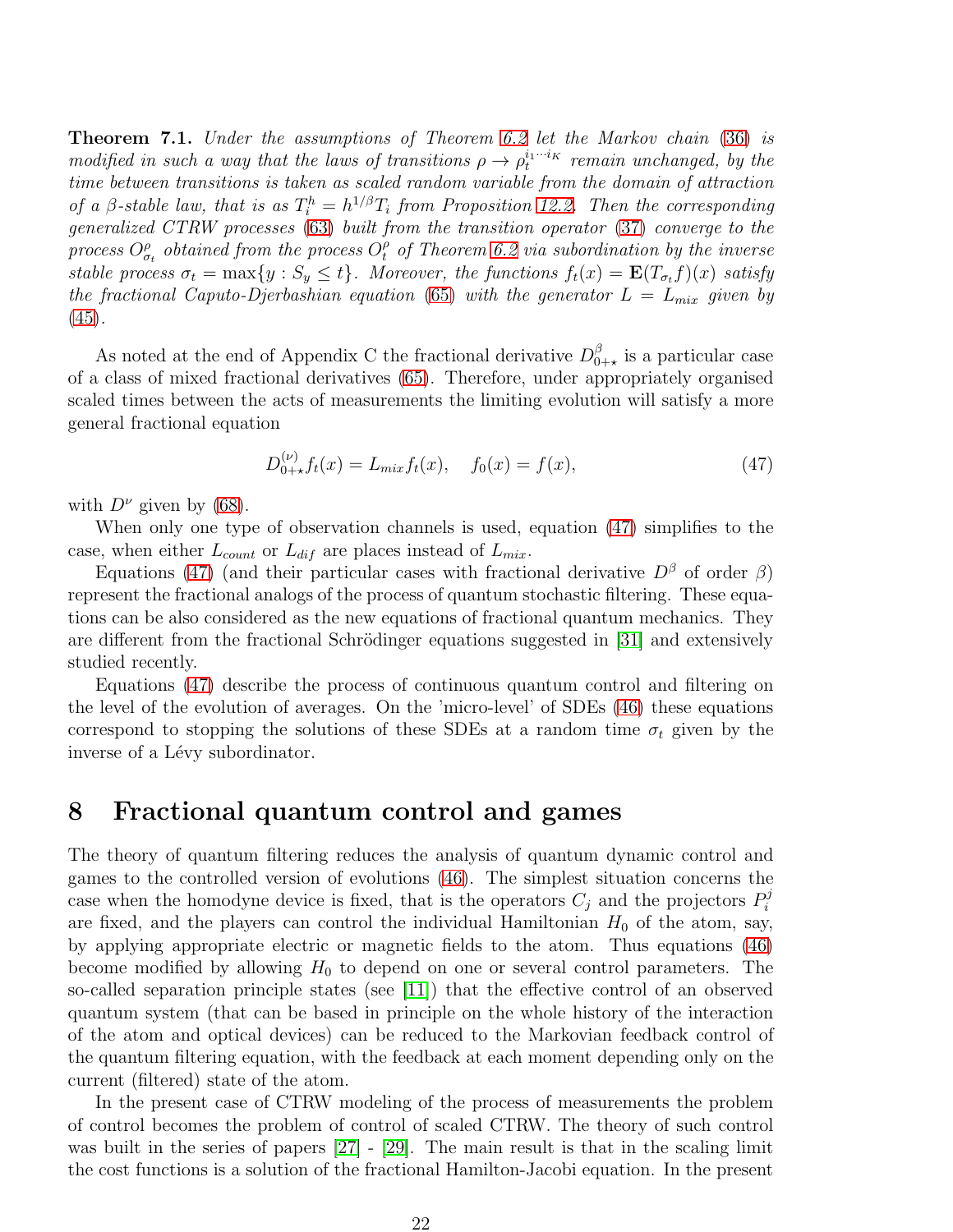**Theorem 7.1.** *Under the assumptions of Theorem 6.2 let the Markov chain (36) is modified in such a way that the laws of transitions $\rho \to \rho_t^{i_1 \cdots i_K}$ remain unchanged, by the time between transitions is taken as scaled random variable from the domain of attraction of a $\beta$-stable law, that is as $T_i^h = h^{1/\beta} T_i$ from Proposition 12.2. Then the corresponding generalized CTRW processes (63) built from the transition operator (37) converge to the process $O_{\sigma_t}^\rho$ obtained from the process $O_t^\rho$ of Theorem 6.2 via subordination by the inverse stable process $\sigma_t = \max\{y : S_y \le t\}$. Moreover, the functions $f_t(x) = \mathbf{E}(T_{\sigma_t} f)(x)$ satisfy the fractional Caputo-Djerbashian equation (65) with the generator $L = L_{mix}$ given by (45).*

As noted at the end of Appendix C the fractional derivative $D_{0+\star}^\beta$ is a particular case of a class of mixed fractional derivatives (65). Therefore, under appropriately organised scaled times between the acts of measurements the limiting evolution will satisfy a more general fractional equation

$$D_{0+\star}^{(\nu)} f_t(x) = L_{mix} f_t(x), \quad f_0(x) = f(x), \tag{47}$$

with $D^\nu$ given by (68).

When only one type of observation channels is used, equation (47) simplifies to the case, when either $L_{count}$ or $L_{dif}$ are places instead of $L_{mix}$.

Equations (47) (and their particular cases with fractional derivative $D^\beta$ of order $\beta$) represent the fractional analogs of the process of quantum stochastic filtering. These equations can be also considered as the new equations of fractional quantum mechanics. They are different from the fractional Schrödinger equations suggested in [31] and extensively studied recently.

Equations (47) describe the process of continuous quantum control and filtering on the level of the evolution of averages. On the 'micro-level' of SDEs (46) these equations correspond to stopping the solutions of these SDEs at a random time $\sigma_t$ given by the inverse of a Lévy subordinator.

# 8 Fractional quantum control and games

The theory of quantum filtering reduces the analysis of quantum dynamic control and games to the controlled version of evolutions (46). The simplest situation concerns the case when the homodyne device is fixed, that is the operators $C_j$ and the projectors $P_i^j$ are fixed, and the players can control the individual Hamiltonian $H_0$ of the atom, say, by applying appropriate electric or magnetic fields to the atom. Thus equations (46) become modified by allowing $H_0$ to depend on one or several control parameters. The so-called separation principle states (see [11]) that the effective control of an observed quantum system (that can be based in principle on the whole history of the interaction of the atom and optical devices) can be reduced to the Markovian feedback control of the quantum filtering equation, with the feedback at each moment depending only on the current (filtered) state of the atom.

In the present case of CTRW modeling of the process of measurements the problem of control becomes the problem of control of scaled CTRW. The theory of such control was built in the series of papers [27] - [29]. The main result is that in the scaling limit the cost functions is a solution of the fractional Hamilton-Jacobi equation. In the present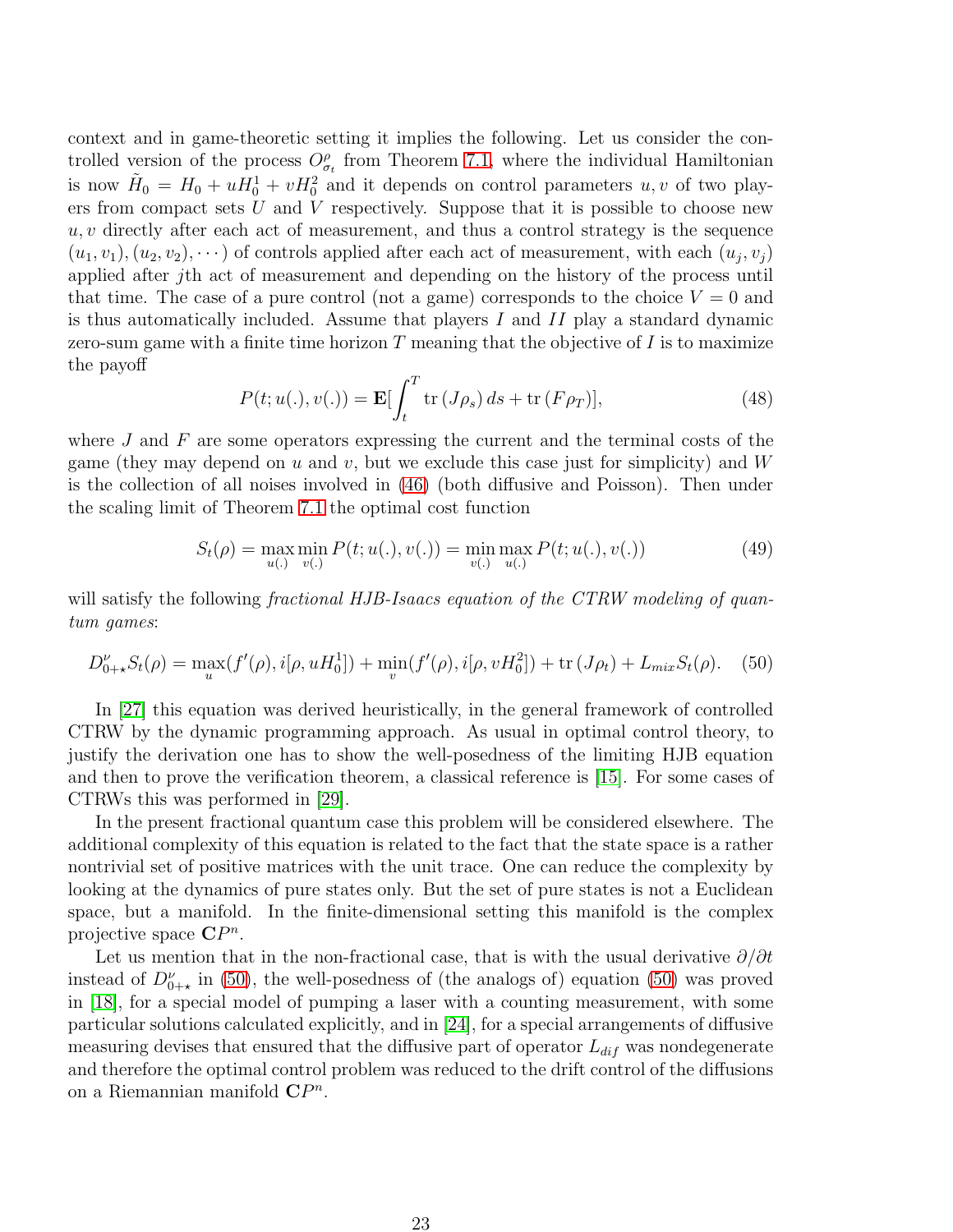context and in game-theoretic setting it implies the following. Let us consider the controlled version of the process $O^{\rho}_{\sigma_t}$ from Theorem 7.1, where the individual Hamiltonian is now $\tilde{H}_0 = H_0 + uH_0^1 + vH_0^2$ and it depends on control parameters $u, v$ of two players from compact sets $U$ and $V$ respectively. Suppose that it is possible to choose new $u, v$ directly after each act of measurement, and thus a control strategy is the sequence $(u_1, v_1), (u_2, v_2), \cdots$ of controls applied after each act of measurement, with each $(u_j, v_j)$ applied after $j$th act of measurement and depending on the history of the process until that time. The case of a pure control (not a game) corresponds to the choice $V = 0$ and is thus automatically included. Assume that players $I$ and $II$ play a standard dynamic zero-sum game with a finite time horizon $T$ meaning that the objective of $I$ is to maximize the payoff

$$P(t; u(.), v(.)) = \mathbf{E}[\int_t^T \mathrm{tr}\,(J\rho_s)\,ds + \mathrm{tr}\,(F\rho_T)], \tag{48}$$

where $J$ and $F$ are some operators expressing the current and the terminal costs of the game (they may depend on $u$ and $v$, but we exclude this case just for simplicity) and $W$ is the collection of all noises involved in (46) (both diffusive and Poisson). Then under the scaling limit of Theorem 7.1 the optimal cost function

$$S_t(\rho) = \max_{u(.)} \min_{v(.)} P(t; u(.), v(.)) = \min_{v(.)} \max_{u(.)} P(t; u(.), v(.)) \tag{49}$$

will satisfy the following *fractional HJB-Isaacs equation of the CTRW modeling of quantum games*:

$$D^{\nu}_{0+\star} S_t(\rho) = \max_u (f'(\rho), i[\rho, uH_0^1]) + \min_v (f'(\rho), i[\rho, vH_0^2]) + \mathrm{tr}\,(J\rho_t) + L_{mix} S_t(\rho). \tag{50}$$

In [27] this equation was derived heuristically, in the general framework of controlled CTRW by the dynamic programming approach. As usual in optimal control theory, to justify the derivation one has to show the well-posedness of the limiting HJB equation and then to prove the verification theorem, a classical reference is [15]. For some cases of CTRWs this was performed in [29].

In the present fractional quantum case this problem will be considered elsewhere. The additional complexity of this equation is related to the fact that the state space is a rather nontrivial set of positive matrices with the unit trace. One can reduce the complexity by looking at the dynamics of pure states only. But the set of pure states is not a Euclidean space, but a manifold. In the finite-dimensional setting this manifold is the complex projective space $\mathbf{C}P^n$.

Let us mention that in the non-fractional case, that is with the usual derivative $\partial/\partial t$ instead of $D^{\nu}_{0+\star}$ in (50), the well-posedness of (the analogs of) equation (50) was proved in [18], for a special model of pumping a laser with a counting measurement, with some particular solutions calculated explicitly, and in [24], for a special arrangements of diffusive measuring devises that ensured that the diffusive part of operator $L_{dif}$ was nondegenerate and therefore the optimal control problem was reduced to the drift control of the diffusions on a Riemannian manifold $\mathbf{C}P^n$.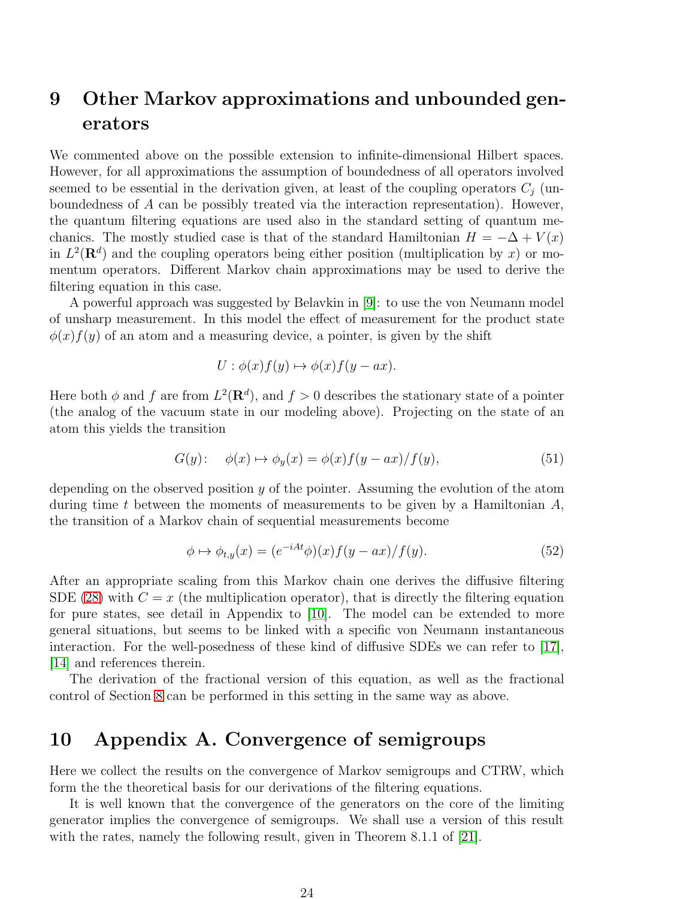# 9 Other Markov approximations and unbounded generators

We commented above on the possible extension to infinite-dimensional Hilbert spaces. However, for all approximations the assumption of boundedness of all operators involved seemed to be essential in the derivation given, at least of the coupling operators $C_j$ (unboundedness of $A$ can be possibly treated via the interaction representation). However, the quantum filtering equations are used also in the standard setting of quantum mechanics. The mostly studied case is that of the standard Hamiltonian $H = -\Delta + V(x)$ in $L^2(\mathbf{R}^d)$ and the coupling operators being either position (multiplication by $x$) or momentum operators. Different Markov chain approximations may be used to derive the filtering equation in this case.

A powerful approach was suggested by Belavkin in [9]: to use the von Neumann model of unsharp measurement. In this model the effect of measurement for the product state $\phi(x)f(y)$ of an atom and a measuring device, a pointer, is given by the shift

$$U : \phi(x)f(y) \mapsto \phi(x)f(y - ax).$$

Here both $\phi$ and $f$ are from $L^2(\mathbf{R}^d)$, and $f > 0$ describes the stationary state of a pointer (the analog of the vacuum state in our modeling above). Projecting on the state of an atom this yields the transition

$$G(y): \quad \phi(x) \mapsto \phi_y(x) = \phi(x)f(y - ax)/f(y), \tag{51}$$

depending on the observed position $y$ of the pointer. Assuming the evolution of the atom during time $t$ between the moments of measurements to be given by a Hamiltonian $A$, the transition of a Markov chain of sequential measurements become

$$\phi \mapsto \phi_{t,y}(x) = (e^{-iAt}\phi)(x)f(y - ax)/f(y). \tag{52}$$

After an appropriate scaling from this Markov chain one derives the diffusive filtering SDE (28) with $C = x$ (the multiplication operator), that is directly the filtering equation for pure states, see detail in Appendix to [10]. The model can be extended to more general situations, but seems to be linked with a specific von Neumann instantaneous interaction. For the well-posedness of these kind of diffusive SDEs we can refer to [17], [14] and references therein.

The derivation of the fractional version of this equation, as well as the fractional control of Section 8 can be performed in this setting in the same way as above.

# 10 Appendix A. Convergence of semigroups

Here we collect the results on the convergence of Markov semigroups and CTRW, which form the the theoretical basis for our derivations of the filtering equations.

It is well known that the convergence of the generators on the core of the limiting generator implies the convergence of semigroups. We shall use a version of this result with the rates, namely the following result, given in Theorem 8.1.1 of [21].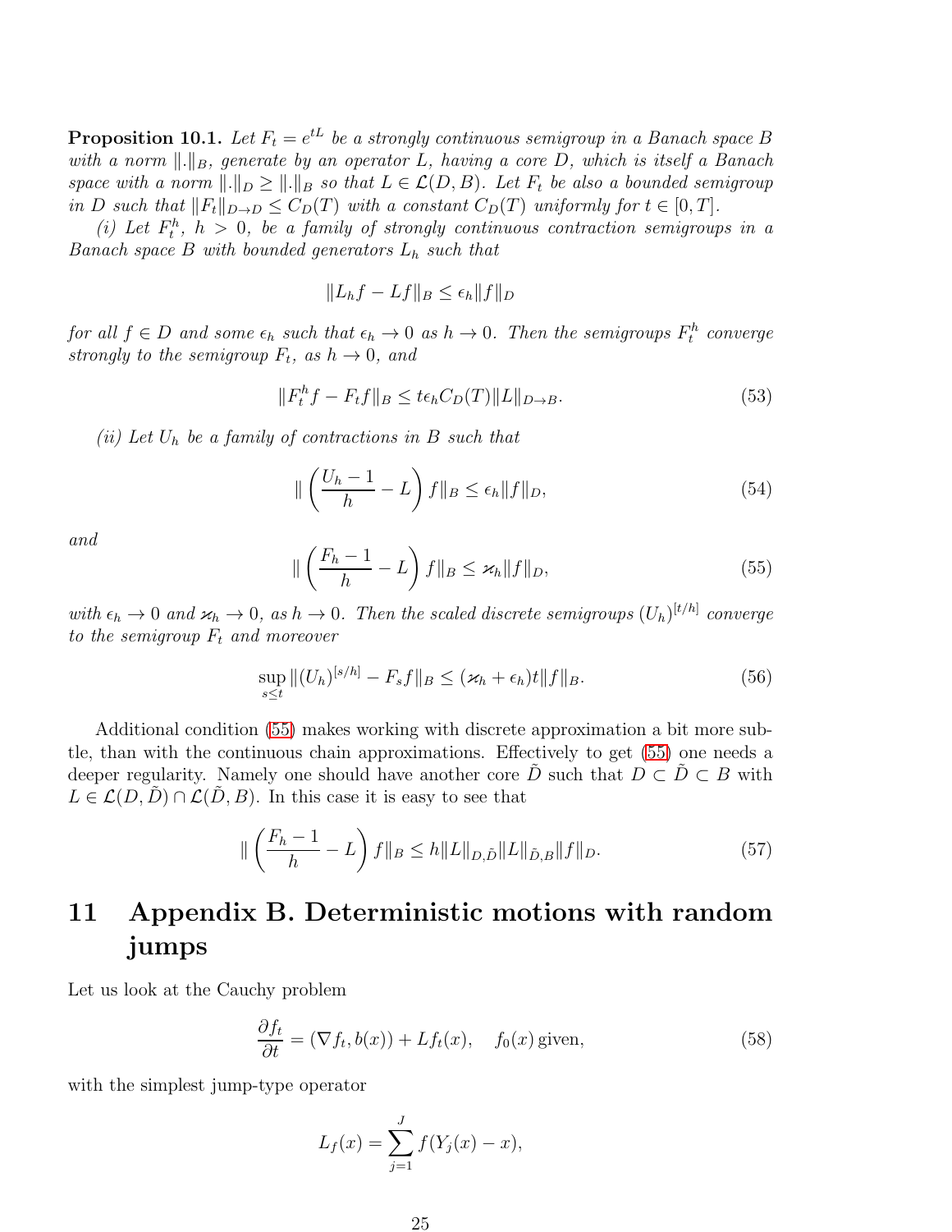**Proposition 10.1.** *Let $F_t = e^{tL}$ be a strongly continuous semigroup in a Banach space $B$ with a norm $\|.\|_B$, generate by an operator $L$, having a core $D$, which is itself a Banach space with a norm $\|.\|_D \geq \|.\|_B$ so that $L \in \mathcal{L}(D, B)$. Let $F_t$ be also a bounded semigroup in $D$ such that $\|F_t\|_{D\to D} \leq C_D(T)$ with a constant $C_D(T)$ uniformly for $t \in [0, T]$.*

*(i) Let $F_t^h$, $h > 0$, be a family of strongly continuous contraction semigroups in a Banach space $B$ with bounded generators $L_h$ such that*

$$\|L_h f - Lf\|_B \leq \epsilon_h \|f\|_D$$

*for all $f \in D$ and some $\epsilon_h$ such that $\epsilon_h \to 0$ as $h \to 0$. Then the semigroups $F_t^h$ converge strongly to the semigroup $F_t$, as $h \to 0$, and*

$$\|F_t^h f - F_t f\|_B \leq t\epsilon_h C_D(T)\|L\|_{D\to B}. \tag{53}$$

*(ii) Let $U_h$ be a family of contractions in $B$ such that*

$$\| \left( \frac{U_h - 1}{h} - L \right) f\|_B \leq \epsilon_h \|f\|_D, \tag{54}$$

*and*

$$\| \left( \frac{F_h - 1}{h} - L \right) f\|_B \leq \varkappa_h \|f\|_D, \tag{55}$$

*with $\epsilon_h \to 0$ and $\varkappa_h \to 0$, as $h \to 0$. Then the scaled discrete semigroups $(U_h)^{[t/h]}$ converge to the semigroup $F_t$ and moreover*

$$\sup_{s\leq t} \|(U_h)^{[s/h]} - F_s f\|_B \leq (\varkappa_h + \epsilon_h)t\|f\|_B. \tag{56}$$

Additional condition (55) makes working with discrete approximation a bit more subtle, than with the continuous chain approximations. Effectively to get (55) one needs a deeper regularity. Namely one should have another core $\tilde{D}$ such that $D \subset \tilde{D} \subset B$ with $L \in \mathcal{L}(D, \tilde{D}) \cap \mathcal{L}(\tilde{D}, B)$. In this case it is easy to see that

$$\| \left( \frac{F_h - 1}{h} - L \right) f\|_B \leq h\|L\|_{D,\tilde{D}} \|L\|_{\tilde{D},B} \|f\|_D. \tag{57}$$

# 11 Appendix B. Deterministic motions with random jumps

Let us look at the Cauchy problem

$$\frac{\partial f_t}{\partial t} = (\nabla f_t, b(x)) + Lf_t(x), \quad f_0(x) \, \text{given}, \tag{58}$$

with the simplest jump-type operator

$$L_f(x) = \sum_{j=1}^{J} f(Y_j(x) - x),$$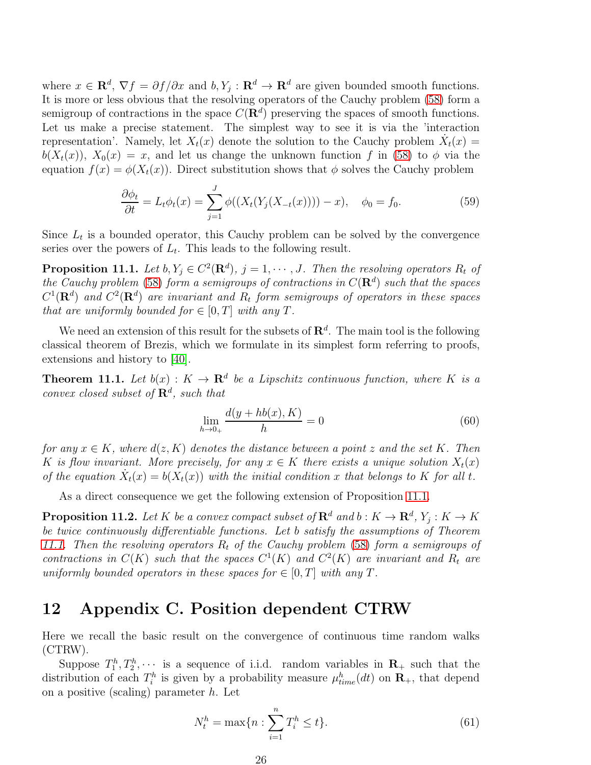where $x \in \mathbf{R}^d$, $\nabla f = \partial f / \partial x$ and $b, Y_j : \mathbf{R}^d \to \mathbf{R}^d$ are given bounded smooth functions. It is more or less obvious that the resolving operators of the Cauchy problem (58) form a semigroup of contractions in the space $C(\mathbf{R}^d)$ preserving the spaces of smooth functions. Let us make a precise statement. The simplest way to see it is via the 'interaction representation'. Namely, let $X_t(x)$ denote the solution to the Cauchy problem $\dot{X}_t(x) = b(X_t(x))$, $X_0(x) = x$, and let us change the unknown function $f$ in (58) to $\phi$ via the equation $f(x) = \phi(X_t(x))$. Direct substitution shows that $\phi$ solves the Cauchy problem

$$\frac{\partial \phi_t}{\partial t} = L_t \phi_t(x) = \sum_{j=1}^{J} \phi((X_t(Y_j(X_{-t}(x)))) - x), \quad \phi_0 = f_0. \tag{59}$$

Since $L_t$ is a bounded operator, this Cauchy problem can be solved by the convergence series over the powers of $L_t$. This leads to the following result.

**Proposition 11.1.** *Let $b, Y_j \in C^2(\mathbf{R}^d)$, $j = 1, \cdots, J$. Then the resolving operators $R_t$ of the Cauchy problem (58) form a semigroups of contractions in $C(\mathbf{R}^d)$ such that the spaces $C^1(\mathbf{R}^d)$ and $C^2(\mathbf{R}^d)$ are invariant and $R_t$ form semigroups of operators in these spaces that are uniformly bounded for $\in [0, T]$ with any $T$.*

We need an extension of this result for the subsets of $\mathbf{R}^d$. The main tool is the following classical theorem of Brezis, which we formulate in its simplest form referring to proofs, extensions and history to [40].

**Theorem 11.1.** *Let $b(x) : K \to \mathbf{R}^d$ be a Lipschitz continuous function, where $K$ is a convex closed subset of $\mathbf{R}^d$, such that*

$$\lim_{h \to 0_+} \frac{d(y + hb(x), K)}{h} = 0 \tag{60}$$

*for any $x \in K$, where $d(z, K)$ denotes the distance between a point $z$ and the set $K$. Then $K$ is flow invariant. More precisely, for any $x \in K$ there exists a unique solution $X_t(x)$ of the equation $\dot{X}_t(x) = b(X_t(x))$ with the initial condition $x$ that belongs to $K$ for all $t$.*

As a direct consequence we get the following extension of Proposition 11.1.

**Proposition 11.2.** *Let $K$ be a convex compact subset of $\mathbf{R}^d$ and $b : K \to \mathbf{R}^d$, $Y_j : K \to K$ be twice continuously differentiable functions. Let $b$ satisfy the assumptions of Theorem 11.1. Then the resolving operators $R_t$ of the Cauchy problem (58) form a semigroups of contractions in $C(K)$ such that the spaces $C^1(K)$ and $C^2(K)$ are invariant and $R_t$ are uniformly bounded operators in these spaces for $\in [0, T]$ with any $T$.*

# 12 Appendix C. Position dependent CTRW

Here we recall the basic result on the convergence of continuous time random walks (CTRW).

Suppose $T_1^h, T_2^h, \cdots$ is a sequence of i.i.d. random variables in $\mathbf{R}_+$ such that the distribution of each $T_i^h$ is given by a probability measure $\mu_{time}^h(dt)$ on $\mathbf{R}_+$, that depend on a positive (scaling) parameter $h$. Let

$$N_t^h = \max\{n : \sum_{i=1}^{n} T_i^h \leq t\}. \tag{61}$$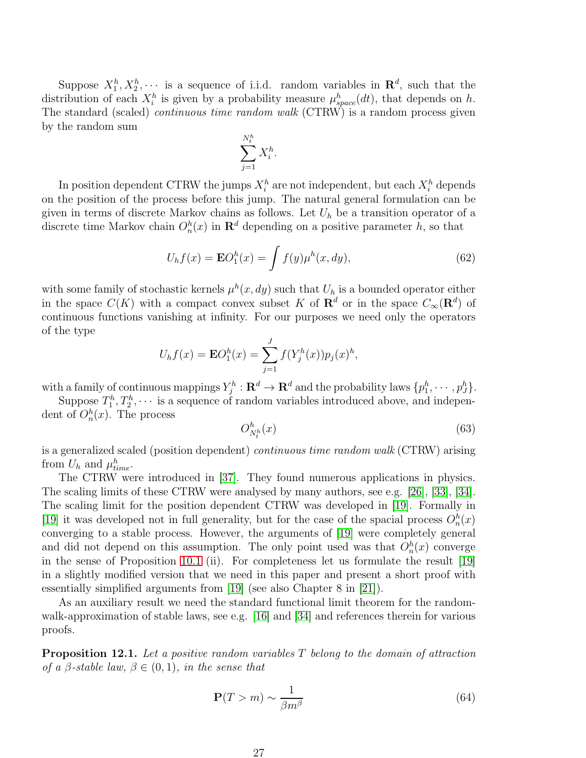Suppose $X_1^h, X_2^h, \cdots$ is a sequence of i.i.d. random variables in $\mathbf{R}^d$, such that the distribution of each $X_i^h$ is given by a probability measure $\mu^h_{space}(dt)$, that depends on $h$. The standard (scaled) *continuous time random walk* (CTRW) is a random process given by the random sum

$$\sum_{j=1}^{N_t^h} X_i^h.$$

In position dependent CTRW the jumps $X_i^h$ are not independent, but each $X_i^h$ depends on the position of the process before this jump. The natural general formulation can be given in terms of discrete Markov chains as follows. Let $U_h$ be a transition operator of a discrete time Markov chain $O_n^h(x)$ in $\mathbf{R}^d$ depending on a positive parameter $h$, so that

$$U_h f(x) = \mathbf{E} O_1^h(x) = \int f(y) \mu^h(x, dy), \tag{62}$$

with some family of stochastic kernels $\mu^h(x, dy)$ such that $U_h$ is a bounded operator either in the space $C(K)$ with a compact convex subset $K$ of $\mathbf{R}^d$ or in the space $C_\infty(\mathbf{R}^d)$ of continuous functions vanishing at infinity. For our purposes we need only the operators of the type

$$U_h f(x) = \mathbf{E} O_1^h(x) = \sum_{j=1}^{J} f(Y_j^h(x)) p_j(x)^h,$$

with a family of continuous mappings $Y_j^h : \mathbf{R}^d \to \mathbf{R}^d$ and the probability laws $\{p_1^h, \cdots, p_J^h\}$.

Suppose $T_1^h, T_2^h, \cdots$ is a sequence of random variables introduced above, and independent of $O_n^h(x)$. The process

$$O^h_{N_t^h}(x) \tag{63}$$

is a generalized scaled (position dependent) *continuous time random walk* (CTRW) arising from $U_h$ and $\mu^h_{time}$.

The CTRW were introduced in [37]. They found numerous applications in physics. The scaling limits of these CTRW were analysed by many authors, see e.g. [26], [33], [34]. The scaling limit for the position dependent CTRW was developed in [19]. Formally in [19] it was developed not in full generality, but for the case of the spacial process $O_n^h(x)$ converging to a stable process. However, the arguments of [19] were completely general and did not depend on this assumption. The only point used was that $O_n^h(x)$ converge in the sense of Proposition 10.1 (ii). For completeness let us formulate the result [19] in a slightly modified version that we need in this paper and present a short proof with essentially simplified arguments from [19] (see also Chapter 8 in [21]).

As an auxiliary result we need the standard functional limit theorem for the random-walk-approximation of stable laws, see e.g. [16] and [34] and references therein for various proofs.

**Proposition 12.1.** *Let a positive random variables $T$ belong to the domain of attraction of a $\beta$-stable law, $\beta \in (0, 1)$, in the sense that*

$$\mathbf{P}(T > m) \sim \frac{1}{\beta m^\beta} \tag{64}$$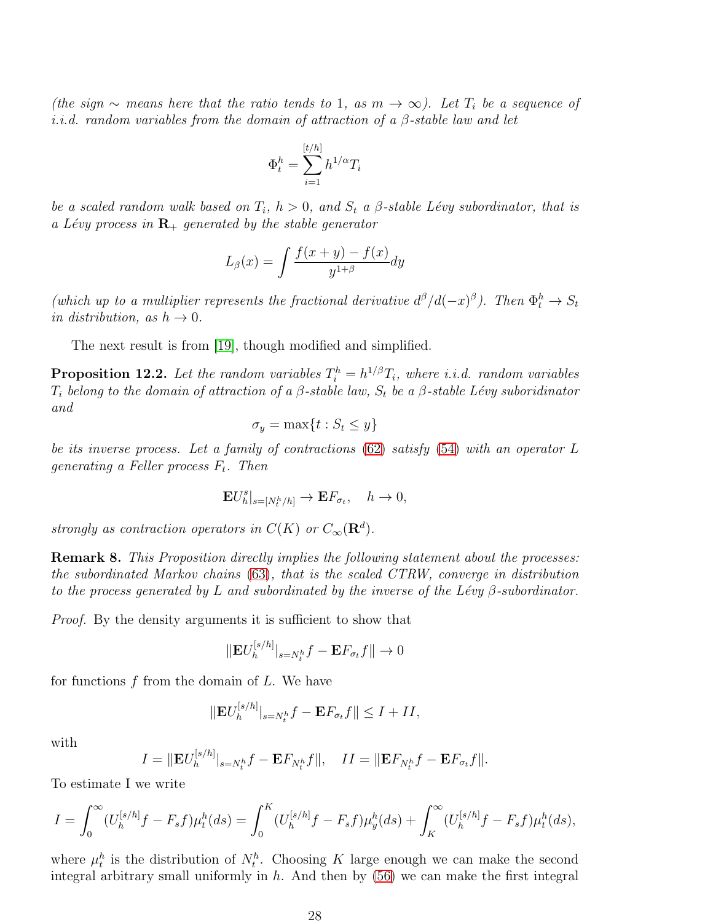*(the sign $\sim$ means here that the ratio tends to 1, as $m \to \infty$). Let $T_i$ be a sequence of i.i.d. random variables from the domain of attraction of a $\beta$-stable law and let*

$$\Phi_t^h = \sum_{i=1}^{[t/h]} h^{1/\alpha} T_i$$

*be a scaled random walk based on $T_i$, $h > 0$, and $S_t$ a $\beta$-stable Lévy subordinator, that is a Lévy process in $\mathbf{R}_+$ generated by the stable generator*

$$L_\beta(x) = \int \frac{f(x+y) - f(x)}{y^{1+\beta}} dy$$

*(which up to a multiplier represents the fractional derivative $d^\beta/d(-x)^\beta$). Then $\Phi_t^h \to S_t$ in distribution, as $h \to 0$.*

The next result is from [19], though modified and simplified.

**Proposition 12.2.** *Let the random variables $T_i^h = h^{1/\beta} T_i$, where i.i.d. random variables $T_i$ belong to the domain of attraction of a $\beta$-stable law, $S_t$ be a $\beta$-stable Lévy suboridinator and*

$$\sigma_y = \max\{t : S_t \leq y\}$$

*be its inverse process. Let a family of contractions (62) satisfy (54) with an operator $L$ generating a Feller process $F_t$. Then*

$$\mathbf{E} U_h^s|_{s=[N_t^h/h]} \to \mathbf{E} F_{\sigma_t}, \quad h \to 0,$$

*strongly as contraction operators in $C(K)$ or $C_\infty(\mathbf{R}^d)$.*

**Remark 8.** *This Proposition directly implies the following statement about the processes: the subordinated Markov chains (63), that is the scaled CTRW, converge in distribution to the process generated by $L$ and subordinated by the inverse of the Lévy $\beta$-subordinator.*

*Proof.* By the density arguments it is sufficient to show that

$$\|\mathbf{E} U_h^{[s/h]}|_{s=N_t^h} f - \mathbf{E} F_{\sigma_t} f\| \to 0$$

for functions $f$ from the domain of $L$. We have

$$\|\mathbf{E} U_h^{[s/h]}|_{s=N_t^h} f - \mathbf{E} F_{\sigma_t} f\| \leq I + II,$$

with

$$I = \|\mathbf{E} U_h^{[s/h]}|_{s=N_t^h} f - \mathbf{E} F_{N_t^h} f\|, \quad II = \|\mathbf{E} F_{N_t^h} f - \mathbf{E} F_{\sigma_t} f\|.$$

To estimate I we write

$$I = \int_0^\infty (U_h^{[s/h]} f - F_s f) \mu_t^h(ds) = \int_0^K (U_h^{[s/h]} f - F_s f) \mu_y^h(ds) + \int_K^\infty (U_h^{[s/h]} f - F_s f) \mu_t^h(ds),$$

where $\mu_t^h$ is the distribution of $N_t^h$. Choosing $K$ large enough we can make the second integral arbitrary small uniformly in $h$. And then by (56) we can make the first integral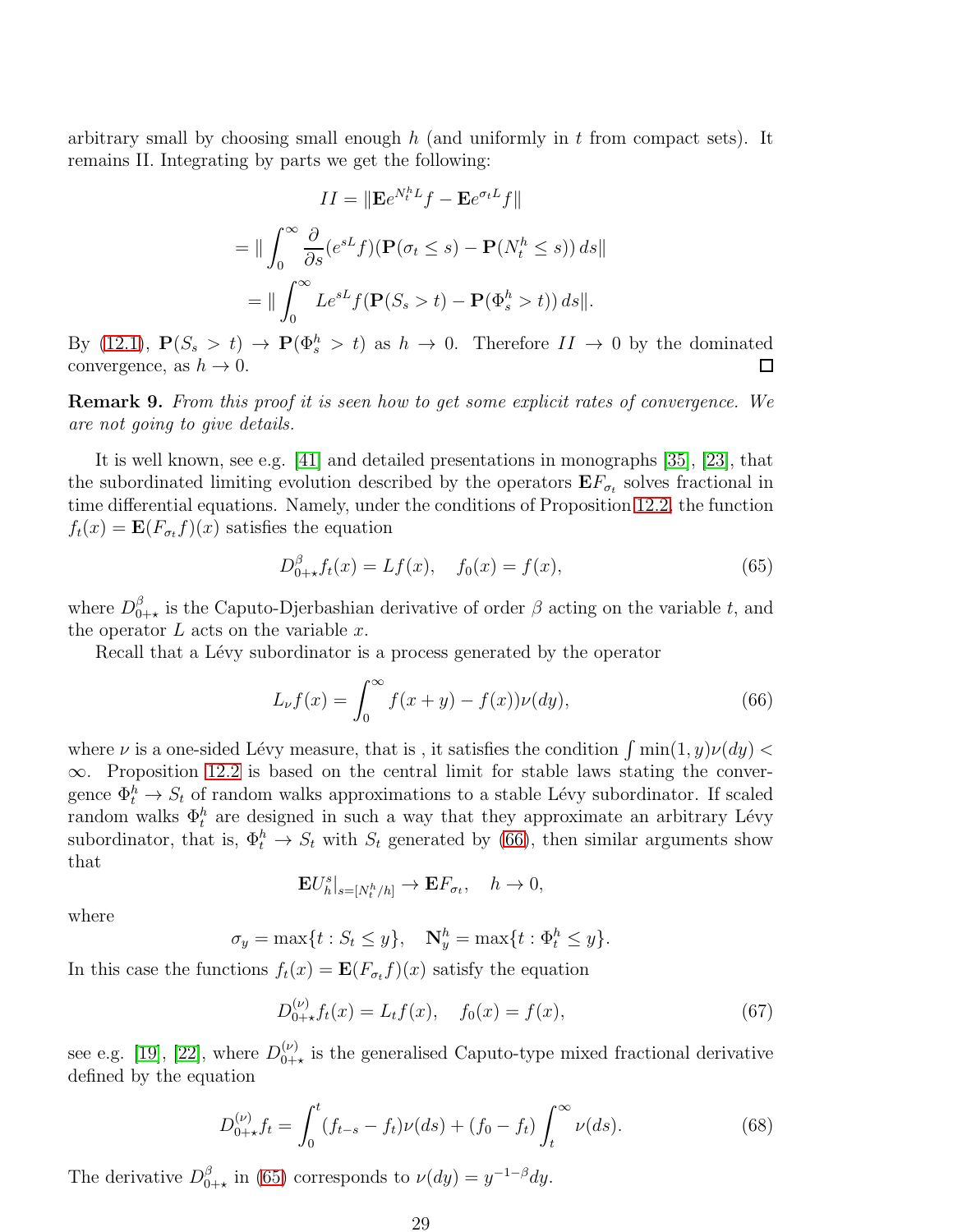arbitrary small by choosing small enough $h$ (and uniformly in $t$ from compact sets). It remains II. Integrating by parts we get the following:

$$II = \|\mathbf{E}e^{N_t^h L}f - \mathbf{E}e^{\sigma_t L}f\|$$

$$= \| \int_0^\infty \frac{\partial}{\partial s}(e^{sL}f)(\mathbf{P}(\sigma_t \leq s) - \mathbf{P}(N_t^h \leq s))\, ds\|$$

$$= \| \int_0^\infty L e^{sL} f(\mathbf{P}(S_s > t) - \mathbf{P}(\Phi_s^h > t))\, ds\|.$$

By (12.1), $\mathbf{P}(S_s > t) \to \mathbf{P}(\Phi_s^h > t)$ as $h \to 0$. Therefore $II \to 0$ by the dominated convergence, as $h \to 0$. □

**Remark 9.** *From this proof it is seen how to get some explicit rates of convergence. We are not going to give details.*

It is well known, see e.g. [41] and detailed presentations in monographs [35], [23], that the subordinated limiting evolution described by the operators $\mathbf{E}F_{\sigma_t}$ solves fractional in time differential equations. Namely, under the conditions of Proposition 12.2, the function $f_t(x) = \mathbf{E}(F_{\sigma_t} f)(x)$ satisfies the equation

$$D^\beta_{0+\star} f_t(x) = Lf(x), \quad f_0(x) = f(x), \tag{65}$$

where $D^\beta_{0+\star}$ is the Caputo-Djerbashian derivative of order $\beta$ acting on the variable $t$, and the operator $L$ acts on the variable $x$.

Recall that a Lévy subordinator is a process generated by the operator

$$L_\nu f(x) = \int_0^\infty f(x+y) - f(x))\nu(dy), \tag{66}$$

where $\nu$ is a one-sided Lévy measure, that is , it satisfies the condition $\int \min(1,y)\nu(dy) < \infty$. Proposition 12.2 is based on the central limit for stable laws stating the convergence $\Phi_t^h \to S_t$ of random walks approximations to a stable Lévy subordinator. If scaled random walks $\Phi_t^h$ are designed in such a way that they approximate an arbitrary Lévy subordinator, that is, $\Phi_t^h \to S_t$ with $S_t$ generated by (66), then similar arguments show that

$$\mathbf{E}U_h^s|_{s=[N_t^h/h]} \to \mathbf{E}F_{\sigma_t}, \quad h \to 0,$$

where

$$\sigma_y = \max\{t : S_t \leq y\}, \quad \mathbf{N}_y^h = \max\{t : \Phi_t^h \leq y\}.$$

In this case the functions $f_t(x) = \mathbf{E}(F_{\sigma_t} f)(x)$ satisfy the equation

$$D^{(\nu)}_{0+\star} f_t(x) = L_t f(x), \quad f_0(x) = f(x), \tag{67}$$

see e.g. [19], [22], where $D^{(\nu)}_{0+\star}$ is the generalised Caputo-type mixed fractional derivative defined by the equation

$$D^{(\nu)}_{0+\star} f_t = \int_0^t (f_{t-s} - f_t)\nu(ds) + (f_0 - f_t)\int_t^\infty \nu(ds). \tag{68}$$

The derivative $D^\beta_{0+\star}$ in (65) corresponds to $\nu(dy) = y^{-1-\beta}dy$.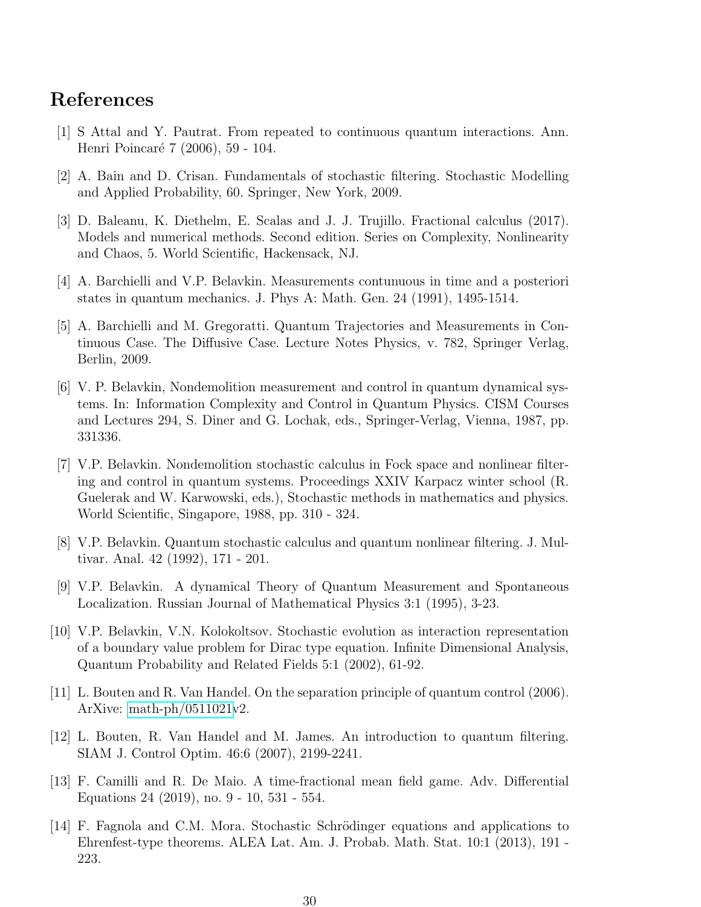# References

[1] S Attal and Y. Pautrat. From repeated to continuous quantum interactions. Ann. Henri Poincaré 7 (2006), 59 - 104.

[2] A. Bain and D. Crisan. Fundamentals of stochastic filtering. Stochastic Modelling and Applied Probability, 60. Springer, New York, 2009.

[3] D. Baleanu, K. Diethelm, E. Scalas and J. J. Trujillo. Fractional calculus (2017). Models and numerical methods. Second edition. Series on Complexity, Nonlinearity and Chaos, 5. World Scientific, Hackensack, NJ.

[4] A. Barchielli and V.P. Belavkin. Measurements contunuous in time and a posteriori states in quantum mechanics. J. Phys A: Math. Gen. 24 (1991), 1495-1514.

[5] A. Barchielli and M. Gregoratti. Quantum Trajectories and Measurements in Continuous Case. The Diffusive Case. Lecture Notes Physics, v. 782, Springer Verlag, Berlin, 2009.

[6] V. P. Belavkin, Nondemolition measurement and control in quantum dynamical systems. In: Information Complexity and Control in Quantum Physics. CISM Courses and Lectures 294, S. Diner and G. Lochak, eds., Springer-Verlag, Vienna, 1987, pp. 331336.

[7] V.P. Belavkin. Nondemolition stochastic calculus in Fock space and nonlinear filtering and control in quantum systems. Proceedings XXIV Karpacz winter school (R. Guelerak and W. Karwowski, eds.), Stochastic methods in mathematics and physics. World Scientific, Singapore, 1988, pp. 310 - 324.

[8] V.P. Belavkin. Quantum stochastic calculus and quantum nonlinear filtering. J. Multivar. Anal. 42 (1992), 171 - 201.

[9] V.P. Belavkin. A dynamical Theory of Quantum Measurement and Spontaneous Localization. Russian Journal of Mathematical Physics 3:1 (1995), 3-23.

[10] V.P. Belavkin, V.N. Kolokoltsov. Stochastic evolution as interaction representation of a boundary value problem for Dirac type equation. Infinite Dimensional Analysis, Quantum Probability and Related Fields 5:1 (2002), 61-92.

[11] L. Bouten and R. Van Handel. On the separation principle of quantum control (2006). ArXive: math-ph/0511021v2.

[12] L. Bouten, R. Van Handel and M. James. An introduction to quantum filtering. SIAM J. Control Optim. 46:6 (2007), 2199-2241.

[13] F. Camilli and R. De Maio. A time-fractional mean field game. Adv. Differential Equations 24 (2019), no. 9 - 10, 531 - 554.

[14] F. Fagnola and C.M. Mora. Stochastic Schrödinger equations and applications to Ehrenfest-type theorems. ALEA Lat. Am. J. Probab. Math. Stat. 10:1 (2013), 191 - 223.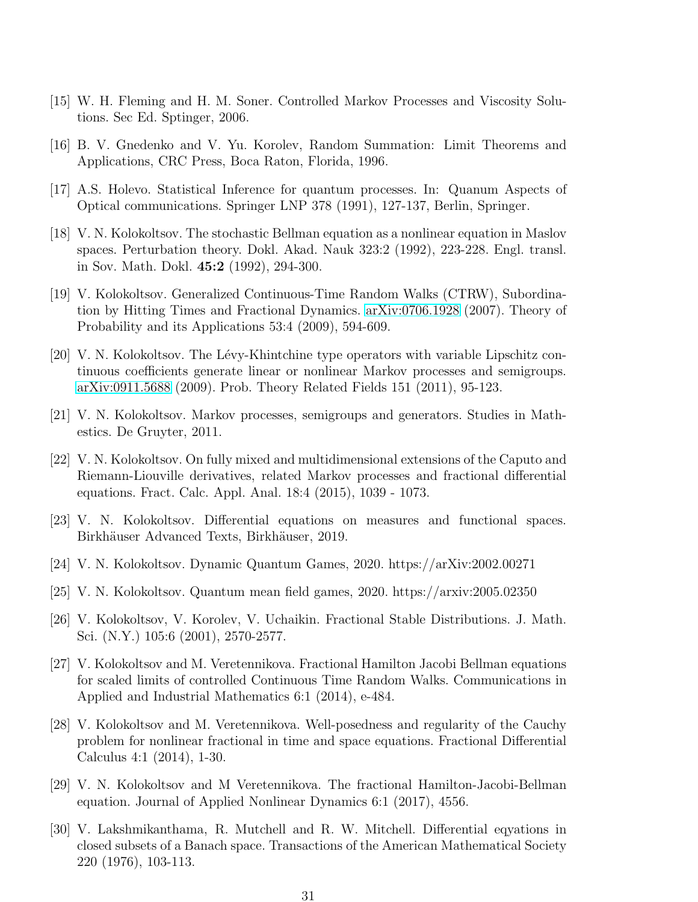[15] W. H. Fleming and H. M. Soner. Controlled Markov Processes and Viscosity Solutions. Sec Ed. Sptinger, 2006.

[16] B. V. Gnedenko and V. Yu. Korolev, Random Summation: Limit Theorems and Applications, CRC Press, Boca Raton, Florida, 1996.

[17] A.S. Holevo. Statistical Inference for quantum processes. In: Quanum Aspects of Optical communications. Springer LNP 378 (1991), 127-137, Berlin, Springer.

[18] V. N. Kolokoltsov. The stochastic Bellman equation as a nonlinear equation in Maslov spaces. Perturbation theory. Dokl. Akad. Nauk 323:2 (1992), 223-228. Engl. transl. in Sov. Math. Dokl. **45:2** (1992), 294-300.

[19] V. Kolokoltsov. Generalized Continuous-Time Random Walks (CTRW), Subordination by Hitting Times and Fractional Dynamics. arXiv:0706.1928 (2007). Theory of Probability and its Applications 53:4 (2009), 594-609.

[20] V. N. Kolokoltsov. The Lévy-Khintchine type operators with variable Lipschitz continuous coefficients generate linear or nonlinear Markov processes and semigroups. arXiv:0911.5688 (2009). Prob. Theory Related Fields 151 (2011), 95-123.

[21] V. N. Kolokoltsov. Markov processes, semigroups and generators. Studies in Mathestics. De Gruyter, 2011.

[22] V. N. Kolokoltsov. On fully mixed and multidimensional extensions of the Caputo and Riemann-Liouville derivatives, related Markov processes and fractional differential equations. Fract. Calc. Appl. Anal. 18:4 (2015), 1039 - 1073.

[23] V. N. Kolokoltsov. Differential equations on measures and functional spaces. Birkhäuser Advanced Texts, Birkhäuser, 2019.

[24] V. N. Kolokoltsov. Dynamic Quantum Games, 2020. https://arXiv:2002.00271

[25] V. N. Kolokoltsov. Quantum mean field games, 2020. https://arxiv:2005.02350

[26] V. Kolokoltsov, V. Korolev, V. Uchaikin. Fractional Stable Distributions. J. Math. Sci. (N.Y.) 105:6 (2001), 2570-2577.

[27] V. Kolokoltsov and M. Veretennikova. Fractional Hamilton Jacobi Bellman equations for scaled limits of controlled Continuous Time Random Walks. Communications in Applied and Industrial Mathematics 6:1 (2014), e-484.

[28] V. Kolokoltsov and M. Veretennikova. Well-posedness and regularity of the Cauchy problem for nonlinear fractional in time and space equations. Fractional Differential Calculus 4:1 (2014), 1-30.

[29] V. N. Kolokoltsov and M Veretennikova. The fractional Hamilton-Jacobi-Bellman equation. Journal of Applied Nonlinear Dynamics 6:1 (2017), 4556.

[30] V. Lakshmikanthama, R. Mutchell and R. W. Mitchell. Differential eqyations in closed subsets of a Banach space. Transactions of the American Mathematical Society 220 (1976), 103-113.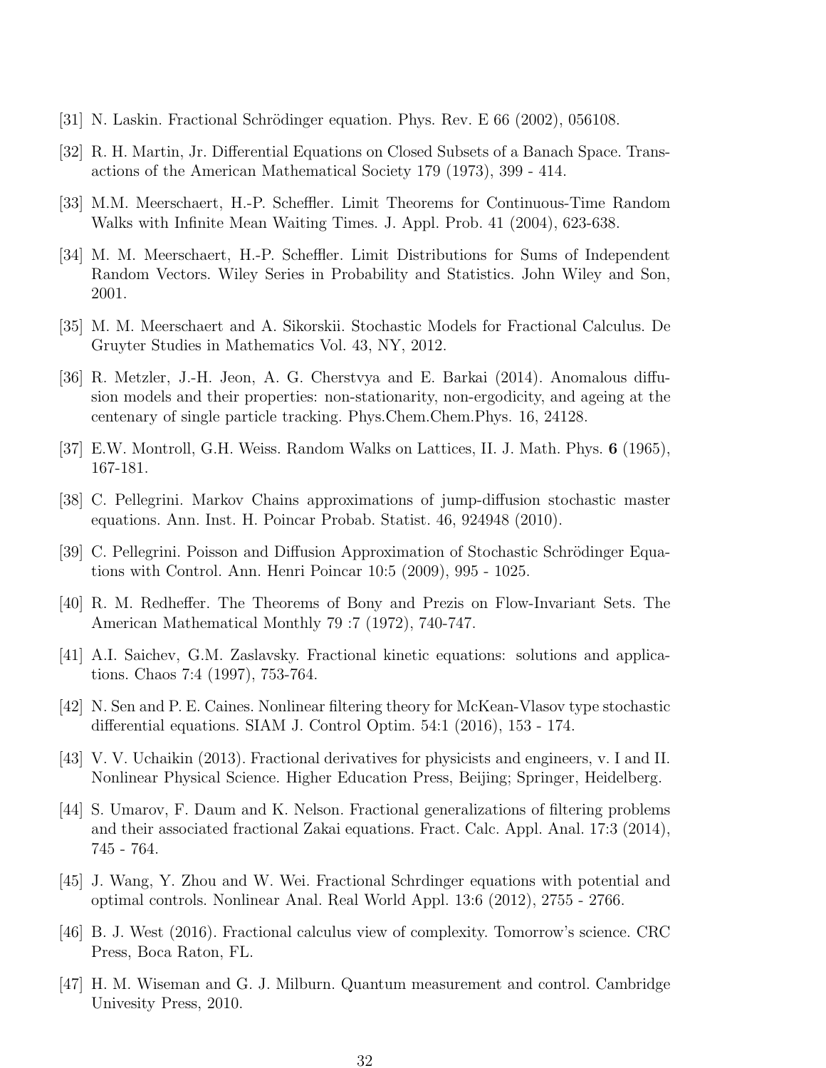[31] N. Laskin. Fractional Schrödinger equation. Phys. Rev. E 66 (2002), 056108.

[32] R. H. Martin, Jr. Differential Equations on Closed Subsets of a Banach Space. Transactions of the American Mathematical Society 179 (1973), 399 - 414.

[33] M.M. Meerschaert, H.-P. Scheffler. Limit Theorems for Continuous-Time Random Walks with Infinite Mean Waiting Times. J. Appl. Prob. 41 (2004), 623-638.

[34] M. M. Meerschaert, H.-P. Scheffler. Limit Distributions for Sums of Independent Random Vectors. Wiley Series in Probability and Statistics. John Wiley and Son, 2001.

[35] M. M. Meerschaert and A. Sikorskii. Stochastic Models for Fractional Calculus. De Gruyter Studies in Mathematics Vol. 43, NY, 2012.

[36] R. Metzler, J.-H. Jeon, A. G. Cherstvya and E. Barkai (2014). Anomalous diffusion models and their properties: non-stationarity, non-ergodicity, and ageing at the centenary of single particle tracking. Phys.Chem.Chem.Phys. 16, 24128.

[37] E.W. Montroll, G.H. Weiss. Random Walks on Lattices, II. J. Math. Phys. **6** (1965), 167-181.

[38] C. Pellegrini. Markov Chains approximations of jump-diffusion stochastic master equations. Ann. Inst. H. Poincar Probab. Statist. 46, 924948 (2010).

[39] C. Pellegrini. Poisson and Diffusion Approximation of Stochastic Schrödinger Equations with Control. Ann. Henri Poincar 10:5 (2009), 995 - 1025.

[40] R. M. Redheffer. The Theorems of Bony and Prezis on Flow-Invariant Sets. The American Mathematical Monthly 79 :7 (1972), 740-747.

[41] A.I. Saichev, G.M. Zaslavsky. Fractional kinetic equations: solutions and applications. Chaos 7:4 (1997), 753-764.

[42] N. Sen and P. E. Caines. Nonlinear filtering theory for McKean-Vlasov type stochastic differential equations. SIAM J. Control Optim. 54:1 (2016), 153 - 174.

[43] V. V. Uchaikin (2013). Fractional derivatives for physicists and engineers, v. I and II. Nonlinear Physical Science. Higher Education Press, Beijing; Springer, Heidelberg.

[44] S. Umarov, F. Daum and K. Nelson. Fractional generalizations of filtering problems and their associated fractional Zakai equations. Fract. Calc. Appl. Anal. 17:3 (2014), 745 - 764.

[45] J. Wang, Y. Zhou and W. Wei. Fractional Schrdinger equations with potential and optimal controls. Nonlinear Anal. Real World Appl. 13:6 (2012), 2755 - 2766.

[46] B. J. West (2016). Fractional calculus view of complexity. Tomorrow's science. CRC Press, Boca Raton, FL.

[47] H. M. Wiseman and G. J. Milburn. Quantum measurement and control. Cambridge Univesity Press, 2010.